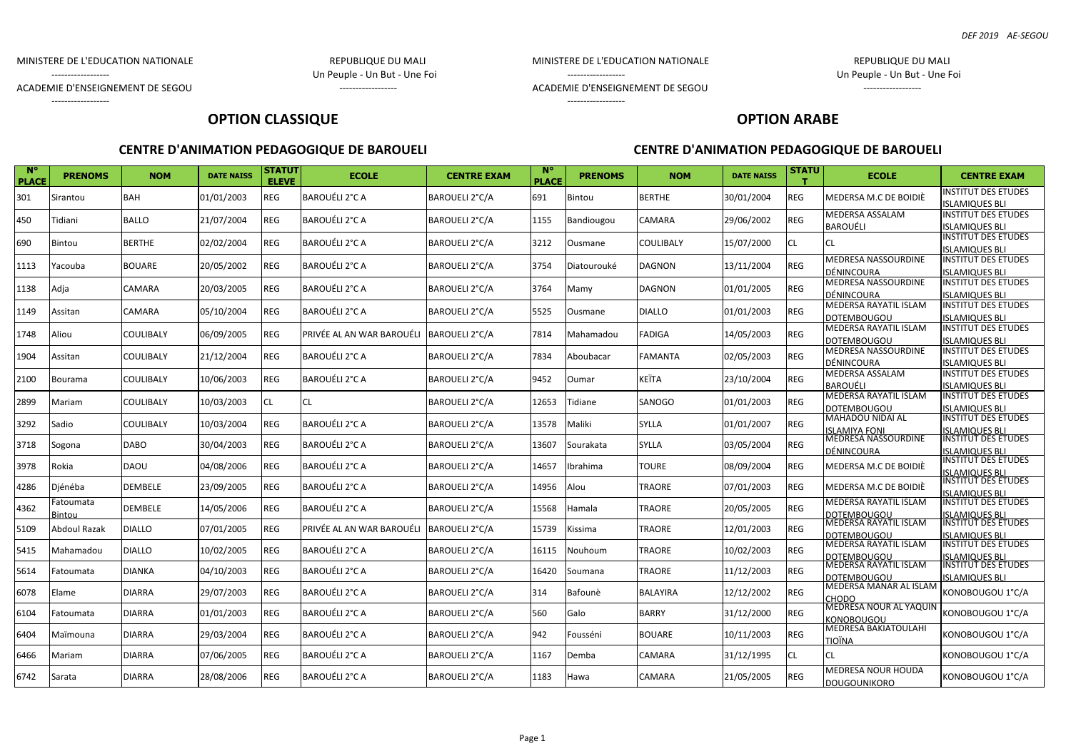MINISTERE DE L'EDUCATION NATIONALE
------------------
ACADEMIE D'ENSEIGNEMENT DE SEGOU
------------------

REPUBLIQUE DU MALI
Un Peuple - Un But - Une Foi
------------------

## OPTION CLASSIQUE

### CENTRE D'ANIMATION PEDAGOGIQUE DE BAROUELI

| N° PLACE | PRENOMS | NOM | DATE NAISS | STATUT ELEVE | ECOLE | CENTRE EXAM |
|---|---|---|---|---|---|---|
| 301 | Sirantou | BAH | 01/01/2003 | REG | BAROUÉLI 2°C A | BAROUELI 2°C/A |
| 450 | Tidiani | BALLO | 21/07/2004 | REG | BAROUÉLI 2°C A | BAROUELI 2°C/A |
| 690 | Bintou | BERTHE | 02/02/2004 | REG | BAROUÉLI 2°C A | BAROUELI 2°C/A |
| 1113 | Yacouba | BOUARE | 20/05/2002 | REG | BAROUÉLI 2°C A | BAROUELI 2°C/A |
| 1138 | Adja | CAMARA | 20/03/2005 | REG | BAROUÉLI 2°C A | BAROUELI 2°C/A |
| 1149 | Assitan | CAMARA | 05/10/2004 | REG | BAROUÉLI 2°C A | BAROUELI 2°C/A |
| 1748 | Aliou | COULIBALY | 06/09/2005 | REG | PRIVÉE AL AN WAR BAROUÉLI | BAROUELI 2°C/A |
| 1904 | Assitan | COULIBALY | 21/12/2004 | REG | BAROUÉLI 2°C A | BAROUELI 2°C/A |
| 2100 | Bourama | COULIBALY | 10/06/2003 | REG | BAROUÉLI 2°C A | BAROUELI 2°C/A |
| 2899 | Mariam | COULIBALY | 10/03/2003 | CL | CL | BAROUELI 2°C/A |
| 3292 | Sadio | COULIBALY | 10/03/2004 | REG | BAROUÉLI 2°C A | BAROUELI 2°C/A |
| 3718 | Sogona | DABO | 30/04/2003 | REG | BAROUÉLI 2°C A | BAROUELI 2°C/A |
| 3978 | Rokia | DAOU | 04/08/2006 | REG | BAROUÉLI 2°C A | BAROUELI 2°C/A |
| 4286 | Djénéba | DEMBELE | 23/09/2005 | REG | BAROUÉLI 2°C A | BAROUELI 2°C/A |
| 4362 | Fatoumata Bintou | DEMBELE | 14/05/2006 | REG | BAROUÉLI 2°C A | BAROUELI 2°C/A |
| 5109 | Abdoul Razak | DIALLO | 07/01/2005 | REG | PRIVÉE AL AN WAR BAROUÉLI | BAROUELI 2°C/A |
| 5415 | Mahamadou | DIALLO | 10/02/2005 | REG | BAROUÉLI 2°C A | BAROUELI 2°C/A |
| 5614 | Fatoumata | DIANKA | 04/10/2003 | REG | BAROUÉLI 2°C A | BAROUELI 2°C/A |
| 6078 | Elame | DIARRA | 29/07/2003 | REG | BAROUÉLI 2°C A | BAROUELI 2°C/A |
| 6104 | Fatoumata | DIARRA | 01/01/2003 | REG | BAROUÉLI 2°C A | BAROUELI 2°C/A |
| 6404 | Maïmouna | DIARRA | 29/03/2004 | REG | BAROUÉLI 2°C A | BAROUELI 2°C/A |
| 6466 | Mariam | DIARRA | 07/06/2005 | REG | BAROUÉLI 2°C A | BAROUELI 2°C/A |
| 6742 | Sarata | DIARRA | 28/08/2006 | REG | BAROUÉLI 2°C A | BAROUELI 2°C/A |

MINISTERE DE L'EDUCATION NATIONALE
------------------
ACADEMIE D'ENSEIGNEMENT DE SEGOU
------------------

REPUBLIQUE DU MALI
Un Peuple - Un But - Une Foi
------------------

## OPTION ARABE

### CENTRE D'ANIMATION PEDAGOGIQUE DE BAROUELI

| N° PLACE | PRENOMS | NOM | DATE NAISS | STATUT | ECOLE | CENTRE EXAM |
|---|---|---|---|---|---|---|
| 691 | Bintou | BERTHE | 30/01/2004 | REG | MEDERSA M.C DE BOIDIÈ | INSTITUT DES ETUDES ISLAMIQUES BLI |
| 1155 | Bandiougou | CAMARA | 29/06/2002 | REG | MEDERSA ASSALAM BAROUÉLI | INSTITUT DES ETUDES ISLAMIQUES BLI |
| 3212 | Ousmane | COULIBALY | 15/07/2000 | CL | CL | INSTITUT DES ETUDES ISLAMIQUES BLI |
| 3754 | Diatourouké | DAGNON | 13/11/2004 | REG | MEDRESA NASSOURDINE DÉNINCOURA | INSTITUT DES ETUDES ISLAMIQUES BLI |
| 3764 | Mamy | DAGNON | 01/01/2005 | REG | MEDRESA NASSOURDINE DÉNINCOURA | INSTITUT DES ETUDES ISLAMIQUES BLI |
| 5525 | Ousmane | DIALLO | 01/01/2003 | REG | MEDERSA RAYATIL ISLAM DOTEMBOUGOU | INSTITUT DES ETUDES ISLAMIQUES BLI |
| 7814 | Mahamadou | FADIGA | 14/05/2003 | REG | MEDERSA RAYATIL ISLAM DOTEMBOUGOU | INSTITUT DES ETUDES ISLAMIQUES BLI |
| 7834 | Aboubacar | FAMANTA | 02/05/2003 | REG | MEDRESA NASSOURDINE DÉNINCOURA | INSTITUT DES ETUDES ISLAMIQUES BLI |
| 9452 | Oumar | KEÏTA | 23/10/2004 | REG | MEDERSA ASSALAM BAROUÉLI | INSTITUT DES ETUDES ISLAMIQUES BLI |
| 12653 | Tidiane | SANOGO | 01/01/2003 | REG | MEDERSA RAYATIL ISLAM DOTEMBOUGOU | INSTITUT DES ETUDES ISLAMIQUES BLI |
| 13578 | Maliki | SYLLA | 01/01/2007 | REG | MAHADOU NIDAI AL ISLAMIYA FONI | INSTITUT DES ETUDES ISLAMIQUES BLI |
| 13607 | Sourakata | SYLLA | 03/05/2004 | REG | MEDRESA NASSOURDINE DÉNINCOURA | INSTITUT DES ETUDES ISLAMIQUES BLI |
| 14657 | Ibrahima | TOURE | 08/09/2004 | REG | MEDERSA M.C DE BOIDIÈ | INSTITUT DES ETUDES ISLAMIQUES BLI |
| 14956 | Alou | TRAORE | 07/01/2003 | REG | MEDERSA M.C DE BOIDIÈ | INSTITUT DES ETUDES ISLAMIQUES BLI |
| 15568 | Hamala | TRAORE | 20/05/2005 | REG | MEDERSA RAYATIL ISLAM DOTEMBOUGOU | INSTITUT DES ETUDES ISLAMIQUES BLI |
| 15739 | Kissima | TRAORE | 12/01/2003 | REG | MEDERSA RAYATIL ISLAM DOTEMBOUGOU | INSTITUT DES ETUDES ISLAMIQUES BLI |
| 16115 | Nouhoum | TRAORE | 10/02/2003 | REG | MEDERSA RAYATIL ISLAM DOTEMBOUGOU | INSTITUT DES ETUDES ISLAMIQUES BLI |
| 16420 | Soumana | TRAORE | 11/12/2003 | REG | MEDERSA RAYATIL ISLAM DOTEMBOUGOU | INSTITUT DES ETUDES ISLAMIQUES BLI |
| 314 | Bafounè | BALAYIRA | 12/12/2002 | REG | MEDERSA MANAR AL ISLAM CHODO | KONOBOUGOU 1°C/A |
| 560 | Galo | BARRY | 31/12/2000 | REG | MEDRESA NOUR AL YAQUIN KONOBOUGOU | KONOBOUGOU 1°C/A |
| 942 | Fousséni | BOUARE | 10/11/2003 | REG | MEDRESA BAKIATOULAHI TIOÏNA | KONOBOUGOU 1°C/A |
| 1167 | Demba | CAMARA | 31/12/1995 | CL | CL | KONOBOUGOU 1°C/A |
| 1183 | Hawa | CAMARA | 21/05/2005 | REG | MEDRESA NOUR HOUDA DOUGOUNIKORO | KONOBOUGOU 1°C/A |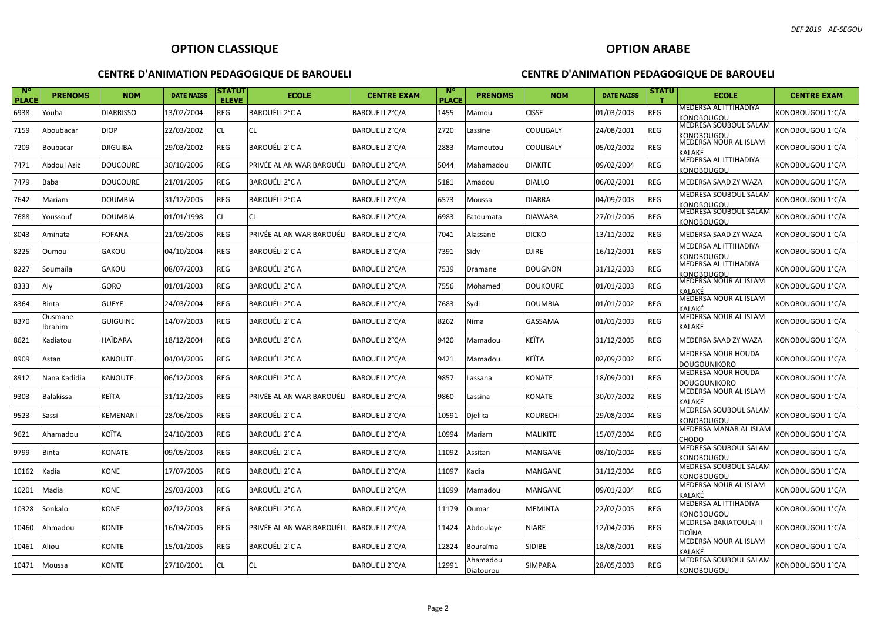## OPTION CLASSIQUE

### CENTRE D'ANIMATION PEDAGOGIQUE DE BAROUELI

| N° PLACE | PRENOMS | NOM | DATE NAISS | STATUT ELEVE | ECOLE | CENTRE EXAM |
|---|---|---|---|---|---|---|
| 6938 | Youba | DIARRISSO | 13/02/2004 | REG | BAROUÉLI 2°C A | BAROUELI 2°C/A |
| 7159 | Aboubacar | DIOP | 22/03/2002 | CL | CL | BAROUELI 2°C/A |
| 7209 | Boubacar | DJIGUIBA | 29/03/2002 | REG | BAROUÉLI 2°C A | BAROUELI 2°C/A |
| 7471 | Abdoul Aziz | DOUCOURE | 30/10/2006 | REG | PRIVÉE AL AN WAR BAROUÉLI | BAROUELI 2°C/A |
| 7479 | Baba | DOUCOURE | 21/01/2005 | REG | BAROUÉLI 2°C A | BAROUELI 2°C/A |
| 7642 | Mariam | DOUMBIA | 31/12/2005 | REG | BAROUÉLI 2°C A | BAROUELI 2°C/A |
| 7688 | Youssouf | DOUMBIA | 01/01/1998 | CL | CL | BAROUELI 2°C/A |
| 8043 | Aminata | FOFANA | 21/09/2006 | REG | PRIVÉE AL AN WAR BAROUÉLI | BAROUELI 2°C/A |
| 8225 | Oumou | GAKOU | 04/10/2004 | REG | BAROUÉLI 2°C A | BAROUELI 2°C/A |
| 8227 | Soumaïla | GAKOU | 08/07/2003 | REG | BAROUÉLI 2°C A | BAROUELI 2°C/A |
| 8333 | Aly | GORO | 01/01/2003 | REG | BAROUÉLI 2°C A | BAROUELI 2°C/A |
| 8364 | Binta | GUEYE | 24/03/2004 | REG | BAROUÉLI 2°C A | BAROUELI 2°C/A |
| 8370 | Ousmane Ibrahim | GUIGUINE | 14/07/2003 | REG | BAROUÉLI 2°C A | BAROUELI 2°C/A |
| 8621 | Kadiatou | HAÏDARA | 18/12/2004 | REG | BAROUÉLI 2°C A | BAROUELI 2°C/A |
| 8909 | Astan | KANOUTE | 04/04/2006 | REG | BAROUÉLI 2°C A | BAROUELI 2°C/A |
| 8912 | Nana Kadidia | KANOUTE | 06/12/2003 | REG | BAROUÉLI 2°C A | BAROUELI 2°C/A |
| 9303 | Balakissa | KEÏTA | 31/12/2005 | REG | PRIVÉE AL AN WAR BAROUÉLI | BAROUELI 2°C/A |
| 9523 | Sassi | KEMENANI | 28/06/2005 | REG | BAROUÉLI 2°C A | BAROUELI 2°C/A |
| 9621 | Ahamadou | KOÏTA | 24/10/2003 | REG | BAROUÉLI 2°C A | BAROUELI 2°C/A |
| 9799 | Binta | KONATE | 09/05/2003 | REG | BAROUÉLI 2°C A | BAROUELI 2°C/A |
| 10162 | Kadia | KONE | 17/07/2005 | REG | BAROUÉLI 2°C A | BAROUELI 2°C/A |
| 10201 | Madia | KONE | 29/03/2003 | REG | BAROUÉLI 2°C A | BAROUELI 2°C/A |
| 10328 | Sonkalo | KONE | 02/12/2003 | REG | BAROUÉLI 2°C A | BAROUELI 2°C/A |
| 10460 | Ahmadou | KONTE | 16/04/2005 | REG | PRIVÉE AL AN WAR BAROUÉLI | BAROUELI 2°C/A |
| 10461 | Aliou | KONTE | 15/01/2005 | REG | BAROUÉLI 2°C A | BAROUELI 2°C/A |
| 10471 | Moussa | KONTE | 27/10/2001 | CL | CL | BAROUELI 2°C/A |

## OPTION ARABE

### CENTRE D'ANIMATION PEDAGOGIQUE DE BAROUELI

| N° PLACE | PRENOMS | NOM | DATE NAISS | STATUT | ECOLE | CENTRE EXAM |
|---|---|---|---|---|---|---|
| 1455 | Mamou | CISSE | 01/03/2003 | REG | MEDERSA AL ITTIHADIYA KONOBOUGOU | KONOBOUGOU 1°C/A |
| 2720 | Lassine | COULIBALY | 24/08/2001 | REG | MEDRESA SOUBOUL SALAM KONOBOUGOU | KONOBOUGOU 1°C/A |
| 2883 | Mamoutou | COULIBALY | 05/02/2002 | REG | MEDERSA NOUR AL ISLAM KALAKÉ | KONOBOUGOU 1°C/A |
| 5044 | Mahamadou | DIAKITE | 09/02/2004 | REG | MEDERSA AL ITTIHADIYA KONOBOUGOU | KONOBOUGOU 1°C/A |
| 5181 | Amadou | DIALLO | 06/02/2001 | REG | MEDERSA SAAD ZY WAZA | KONOBOUGOU 1°C/A |
| 6573 | Moussa | DIARRA | 04/09/2003 | REG | MEDRESA SOUBOUL SALAM KONOBOUGOU | KONOBOUGOU 1°C/A |
| 6983 | Fatoumata | DIAWARA | 27/01/2006 | REG | MEDRESA SOUBOUL SALAM KONOBOUGOU | KONOBOUGOU 1°C/A |
| 7041 | Alassane | DICKO | 13/11/2002 | REG | MEDERSA SAAD ZY WAZA | KONOBOUGOU 1°C/A |
| 7391 | Sidy | DJIRE | 16/12/2001 | REG | MEDERSA AL ITTIHADIYA KONOBOUGOU | KONOBOUGOU 1°C/A |
| 7539 | Dramane | DOUGNON | 31/12/2003 | REG | MEDERSA AL ITTIHADIYA KONOBOUGOU | KONOBOUGOU 1°C/A |
| 7556 | Mohamed | DOUKOURE | 01/01/2003 | REG | MEDERSA NOUR AL ISLAM KALAKÉ | KONOBOUGOU 1°C/A |
| 7683 | Sydi | DOUMBIA | 01/01/2002 | REG | MEDERSA NOUR AL ISLAM KALAKÉ | KONOBOUGOU 1°C/A |
| 8262 | Nima | GASSAMA | 01/01/2003 | REG | MEDERSA NOUR AL ISLAM KALAKÉ | KONOBOUGOU 1°C/A |
| 9420 | Mamadou | KEÏTA | 31/12/2005 | REG | MEDERSA SAAD ZY WAZA | KONOBOUGOU 1°C/A |
| 9421 | Mamadou | KEÏTA | 02/09/2002 | REG | MEDRESA NOUR HOUDA DOUGOUNIKORO | KONOBOUGOU 1°C/A |
| 9857 | Lassana | KONATE | 18/09/2001 | REG | MEDRESA NOUR HOUDA DOUGOUNIKORO | KONOBOUGOU 1°C/A |
| 9860 | Lassina | KONATE | 30/07/2002 | REG | MEDERSA NOUR AL ISLAM KALAKÉ | KONOBOUGOU 1°C/A |
| 10591 | Djelika | KOURECHI | 29/08/2004 | REG | MEDRESA SOUBOUL SALAM KONOBOUGOU | KONOBOUGOU 1°C/A |
| 10994 | Mariam | MALIKITE | 15/07/2004 | REG | MEDRESA MANAR AL ISLAM CHODO | KONOBOUGOU 1°C/A |
| 11092 | Assitan | MANGANE | 08/10/2004 | REG | MEDRESA SOUBOUL SALAM KONOBOUGOU | KONOBOUGOU 1°C/A |
| 11097 | Kadia | MANGANE | 31/12/2004 | REG | MEDRESA SOUBOUL SALAM KONOBOUGOU | KONOBOUGOU 1°C/A |
| 11099 | Mamadou | MANGANE | 09/01/2004 | REG | MEDERSA NOUR AL ISLAM KALAKÉ | KONOBOUGOU 1°C/A |
| 11179 | Oumar | MEMINTA | 22/02/2005 | REG | MEDERSA AL ITTIHADIYA KONOBOUGOU | KONOBOUGOU 1°C/A |
| 11424 | Abdoulaye | NIARE | 12/04/2006 | REG | MEDRESA BAKIATOULAHI TIOÏNA | KONOBOUGOU 1°C/A |
| 12824 | Bouraïma | SIDIBE | 18/08/2001 | REG | MEDERSA NOUR AL ISLAM KALAKÉ | KONOBOUGOU 1°C/A |
| 12991 | Ahamadou Diatourou | SIMPARA | 28/05/2003 | REG | MEDRESA SOUBOUL SALAM KONOBOUGOU | KONOBOUGOU 1°C/A |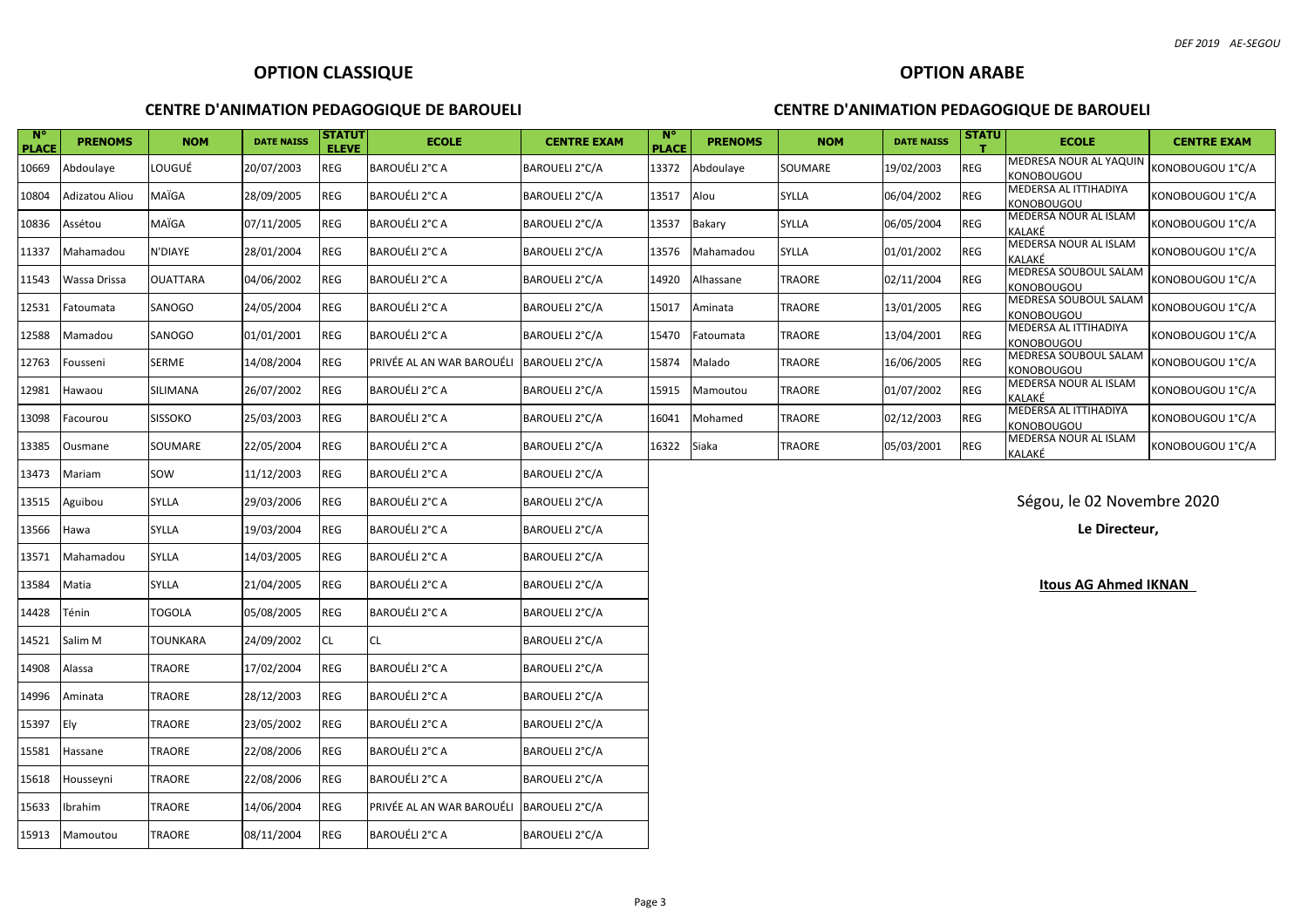## OPTION CLASSIQUE

### CENTRE D'ANIMATION PEDAGOGIQUE DE BAROUELI

| N° PLACE | PRENOMS | NOM | DATE NAISS | STATUT ELEVE | ECOLE | CENTRE EXAM |
|---|---|---|---|---|---|---|
| 10669 | Abdoulaye | LOUGUÉ | 20/07/2003 | REG | BAROUÉLI 2°C A | BAROUELI 2°C/A |
| 10804 | Adizatou Aliou | MAÏGA | 28/09/2005 | REG | BAROUÉLI 2°C A | BAROUELI 2°C/A |
| 10836 | Assétou | MAÏGA | 07/11/2005 | REG | BAROUÉLI 2°C A | BAROUELI 2°C/A |
| 11337 | Mahamadou | N'DIAYE | 28/01/2004 | REG | BAROUÉLI 2°C A | BAROUELI 2°C/A |
| 11543 | Wassa Drissa | OUATTARA | 04/06/2002 | REG | BAROUÉLI 2°C A | BAROUELI 2°C/A |
| 12531 | Fatoumata | SANOGO | 24/05/2004 | REG | BAROUÉLI 2°C A | BAROUELI 2°C/A |
| 12588 | Mamadou | SANOGO | 01/01/2001 | REG | BAROUÉLI 2°C A | BAROUELI 2°C/A |
| 12763 | Fousseni | SERME | 14/08/2004 | REG | PRIVÉE AL AN WAR BAROUÉLI | BAROUELI 2°C/A |
| 12981 | Hawaou | SILIMANA | 26/07/2002 | REG | BAROUÉLI 2°C A | BAROUELI 2°C/A |
| 13098 | Facourou | SISSOKO | 25/03/2003 | REG | BAROUÉLI 2°C A | BAROUELI 2°C/A |
| 13385 | Ousmane | SOUMARE | 22/05/2004 | REG | BAROUÉLI 2°C A | BAROUELI 2°C/A |
| 13473 | Mariam | SOW | 11/12/2003 | REG | BAROUÉLI 2°C A | BAROUELI 2°C/A |
| 13515 | Aguibou | SYLLA | 29/03/2006 | REG | BAROUÉLI 2°C A | BAROUELI 2°C/A |
| 13566 | Hawa | SYLLA | 19/03/2004 | REG | BAROUÉLI 2°C A | BAROUELI 2°C/A |
| 13571 | Mahamadou | SYLLA | 14/03/2005 | REG | BAROUÉLI 2°C A | BAROUELI 2°C/A |
| 13584 | Matia | SYLLA | 21/04/2005 | REG | BAROUÉLI 2°C A | BAROUELI 2°C/A |
| 14428 | Ténin | TOGOLA | 05/08/2005 | REG | BAROUÉLI 2°C A | BAROUELI 2°C/A |
| 14521 | Salim M | TOUNKARA | 24/09/2002 | CL | CL | BAROUELI 2°C/A |
| 14908 | Alassa | TRAORE | 17/02/2004 | REG | BAROUÉLI 2°C A | BAROUELI 2°C/A |
| 14996 | Aminata | TRAORE | 28/12/2003 | REG | BAROUÉLI 2°C A | BAROUELI 2°C/A |
| 15397 | Ely | TRAORE | 23/05/2002 | REG | BAROUÉLI 2°C A | BAROUELI 2°C/A |
| 15581 | Hassane | TRAORE | 22/08/2006 | REG | BAROUÉLI 2°C A | BAROUELI 2°C/A |
| 15618 | Housseyni | TRAORE | 22/08/2006 | REG | BAROUÉLI 2°C A | BAROUELI 2°C/A |
| 15633 | Ibrahim | TRAORE | 14/06/2004 | REG | PRIVÉE AL AN WAR BAROUÉLI | BAROUELI 2°C/A |
| 15913 | Mamoutou | TRAORE | 08/11/2004 | REG | BAROUÉLI 2°C A | BAROUELI 2°C/A |

## OPTION ARABE

### CENTRE D'ANIMATION PEDAGOGIQUE DE BAROUELI

| N° PLACE | PRENOMS | NOM | DATE NAISS | STATUT | ECOLE | CENTRE EXAM |
|---|---|---|---|---|---|---|
| 13372 | Abdoulaye | SOUMARE | 19/02/2003 | REG | MEDRESA NOUR AL YAQUIN KONOBOUGOU | KONOBOUGOU 1°C/A |
| 13517 | Alou | SYLLA | 06/04/2002 | REG | MEDERSA AL ITTIHADIYA KONOBOUGOU | KONOBOUGOU 1°C/A |
| 13537 | Bakary | SYLLA | 06/05/2004 | REG | MEDERSA NOUR AL ISLAM KALAKÉ | KONOBOUGOU 1°C/A |
| 13576 | Mahamadou | SYLLA | 01/01/2002 | REG | MEDERSA NOUR AL ISLAM KALAKÉ | KONOBOUGOU 1°C/A |
| 14920 | Alhassane | TRAORE | 02/11/2004 | REG | MEDRESA SOUBOUL SALAM KONOBOUGOU | KONOBOUGOU 1°C/A |
| 15017 | Aminata | TRAORE | 13/01/2005 | REG | MEDRESA SOUBOUL SALAM KONOBOUGOU | KONOBOUGOU 1°C/A |
| 15470 | Fatoumata | TRAORE | 13/04/2001 | REG | MEDERSA AL ITTIHADIYA KONOBOUGOU | KONOBOUGOU 1°C/A |
| 15874 | Malado | TRAORE | 16/06/2005 | REG | MEDRESA SOUBOUL SALAM KONOBOUGOU | KONOBOUGOU 1°C/A |
| 15915 | Mamoutou | TRAORE | 01/07/2002 | REG | MEDERSA NOUR AL ISLAM KALAKÉ | KONOBOUGOU 1°C/A |
| 16041 | Mohamed | TRAORE | 02/12/2003 | REG | MEDERSA AL ITTIHADIYA KONOBOUGOU | KONOBOUGOU 1°C/A |
| 16322 | Siaka | TRAORE | 05/03/2001 | REG | MEDERSA NOUR AL ISLAM KALAKÉ | KONOBOUGOU 1°C/A |

Ségou, le 02 Novembre 2020

**Le Directeur,**

**Itous AG Ahmed IKNAN**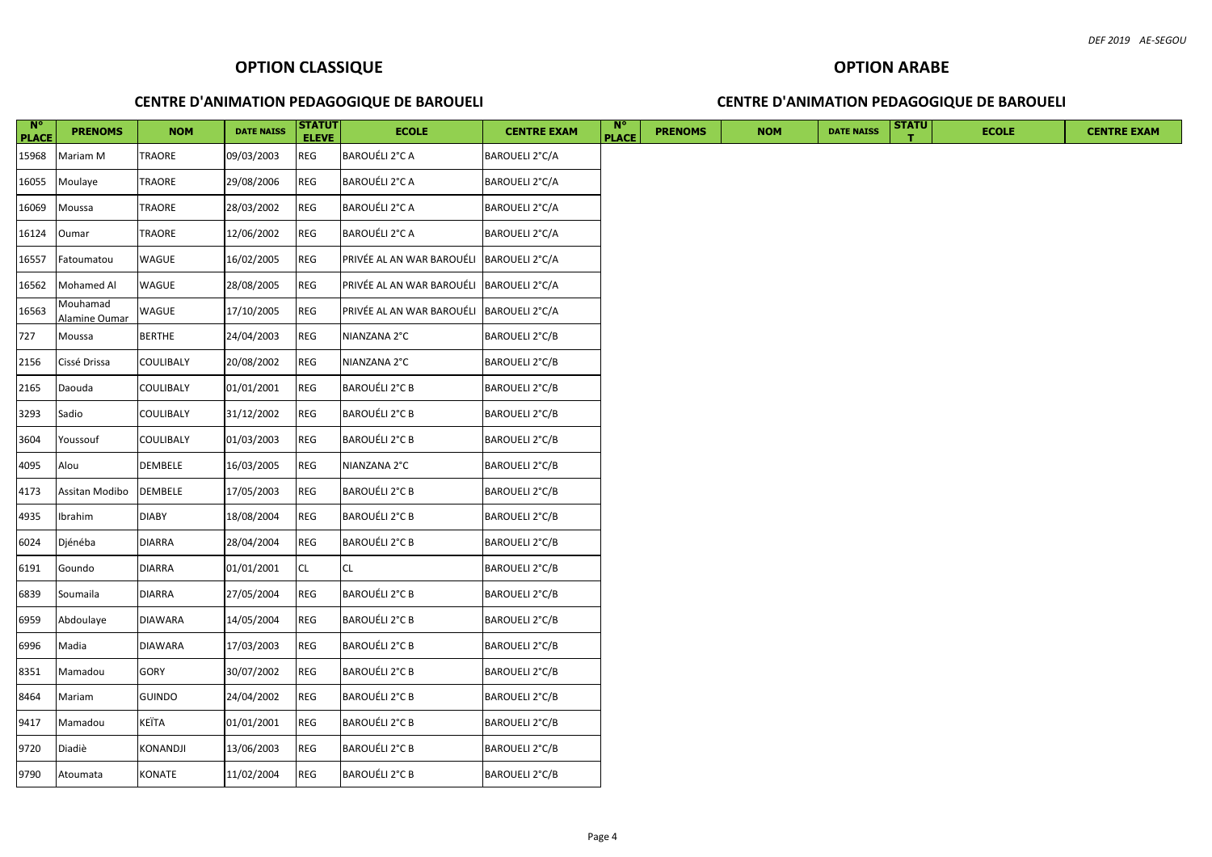## OPTION CLASSIQUE

### CENTRE D'ANIMATION PEDAGOGIQUE DE BAROUELI

| N° PLACE | PRENOMS | NOM | DATE NAISS | STATUT ELEVE | ECOLE | CENTRE EXAM |
|---|---|---|---|---|---|---|
| 15968 | Mariam M | TRAORE | 09/03/2003 | REG | BAROUÉLI 2°C A | BAROUELI 2°C/A |
| 16055 | Moulaye | TRAORE | 29/08/2006 | REG | BAROUÉLI 2°C A | BAROUELI 2°C/A |
| 16069 | Moussa | TRAORE | 28/03/2002 | REG | BAROUÉLI 2°C A | BAROUELI 2°C/A |
| 16124 | Oumar | TRAORE | 12/06/2002 | REG | BAROUÉLI 2°C A | BAROUELI 2°C/A |
| 16557 | Fatoumatou | WAGUE | 16/02/2005 | REG | PRIVÉE AL AN WAR BAROUÉLI | BAROUELI 2°C/A |
| 16562 | Mohamed Al | WAGUE | 28/08/2005 | REG | PRIVÉE AL AN WAR BAROUÉLI | BAROUELI 2°C/A |
| 16563 | Mouhamad Alamine Oumar | WAGUE | 17/10/2005 | REG | PRIVÉE AL AN WAR BAROUÉLI | BAROUELI 2°C/A |
| 727 | Moussa | BERTHE | 24/04/2003 | REG | NIANZANA 2°C | BAROUELI 2°C/B |
| 2156 | Cissé Drissa | COULIBALY | 20/08/2002 | REG | NIANZANA 2°C | BAROUELI 2°C/B |
| 2165 | Daouda | COULIBALY | 01/01/2001 | REG | BAROUÉLI 2°C B | BAROUELI 2°C/B |
| 3293 | Sadio | COULIBALY | 31/12/2002 | REG | BAROUÉLI 2°C B | BAROUELI 2°C/B |
| 3604 | Youssouf | COULIBALY | 01/03/2003 | REG | BAROUÉLI 2°C B | BAROUELI 2°C/B |
| 4095 | Alou | DEMBELE | 16/03/2005 | REG | NIANZANA 2°C | BAROUELI 2°C/B |
| 4173 | Assitan Modibo | DEMBELE | 17/05/2003 | REG | BAROUÉLI 2°C B | BAROUELI 2°C/B |
| 4935 | Ibrahim | DIABY | 18/08/2004 | REG | BAROUÉLI 2°C B | BAROUELI 2°C/B |
| 6024 | Djénéba | DIARRA | 28/04/2004 | REG | BAROUÉLI 2°C B | BAROUELI 2°C/B |
| 6191 | Goundo | DIARRA | 01/01/2001 | CL | CL | BAROUELI 2°C/B |
| 6839 | Soumaila | DIARRA | 27/05/2004 | REG | BAROUÉLI 2°C B | BAROUELI 2°C/B |
| 6959 | Abdoulaye | DIAWARA | 14/05/2004 | REG | BAROUÉLI 2°C B | BAROUELI 2°C/B |
| 6996 | Madia | DIAWARA | 17/03/2003 | REG | BAROUÉLI 2°C B | BAROUELI 2°C/B |
| 8351 | Mamadou | GORY | 30/07/2002 | REG | BAROUÉLI 2°C B | BAROUELI 2°C/B |
| 8464 | Mariam | GUINDO | 24/04/2002 | REG | BAROUÉLI 2°C B | BAROUELI 2°C/B |
| 9417 | Mamadou | KEÏTA | 01/01/2001 | REG | BAROUÉLI 2°C B | BAROUELI 2°C/B |
| 9720 | Diadiè | KONANDJI | 13/06/2003 | REG | BAROUÉLI 2°C B | BAROUELI 2°C/B |
| 9790 | Atoumata | KONATE | 11/02/2004 | REG | BAROUÉLI 2°C B | BAROUELI 2°C/B |

## OPTION ARABE

### CENTRE D'ANIMATION PEDAGOGIQUE DE BAROUELI

| N° PLACE | PRENOMS | NOM | DATE NAISS | STATUT | ECOLE | CENTRE EXAM |
|---|---|---|---|---|---|---|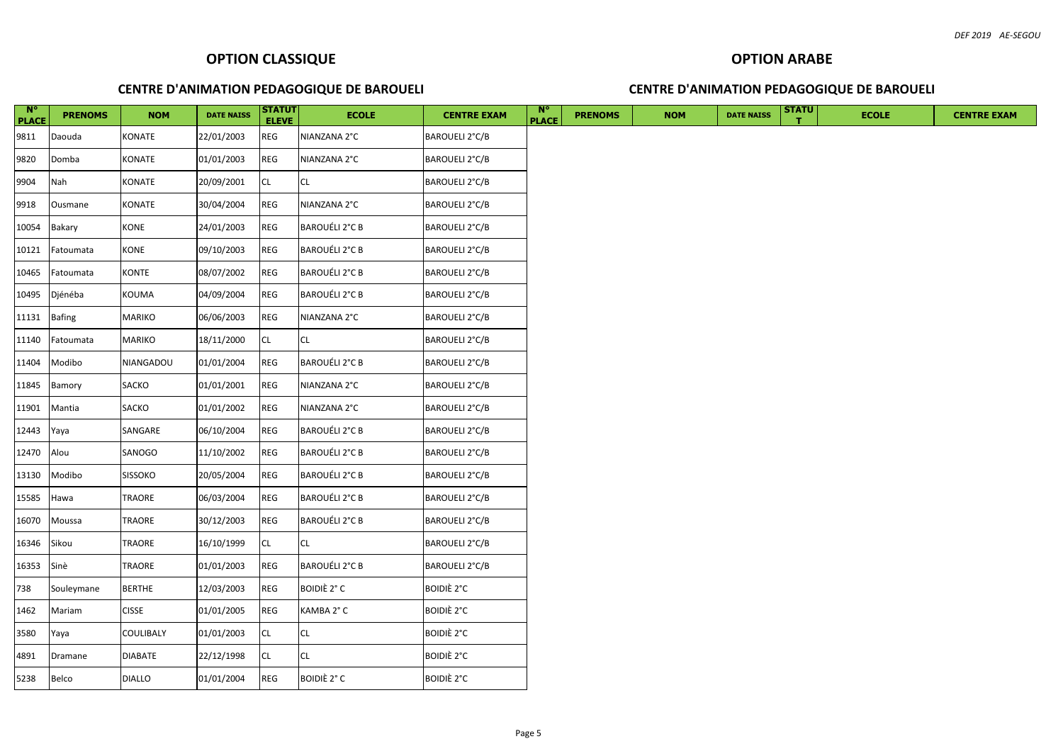## OPTION CLASSIQUE

### CENTRE D'ANIMATION PEDAGOGIQUE DE BAROUELI

| N° PLACE | PRENOMS | NOM | DATE NAISS | STATUT ELEVE | ECOLE | CENTRE EXAM |
|---|---|---|---|---|---|---|
| 9811 | Daouda | KONATE | 22/01/2003 | REG | NIANZANA 2°C | BAROUELI 2°C/B |
| 9820 | Domba | KONATE | 01/01/2003 | REG | NIANZANA 2°C | BAROUELI 2°C/B |
| 9904 | Nah | KONATE | 20/09/2001 | CL | CL | BAROUELI 2°C/B |
| 9918 | Ousmane | KONATE | 30/04/2004 | REG | NIANZANA 2°C | BAROUELI 2°C/B |
| 10054 | Bakary | KONE | 24/01/2003 | REG | BAROUÉLI 2°C B | BAROUELI 2°C/B |
| 10121 | Fatoumata | KONE | 09/10/2003 | REG | BAROUÉLI 2°C B | BAROUELI 2°C/B |
| 10465 | Fatoumata | KONTE | 08/07/2002 | REG | BAROUÉLI 2°C B | BAROUELI 2°C/B |
| 10495 | Djénéba | KOUMA | 04/09/2004 | REG | BAROUÉLI 2°C B | BAROUELI 2°C/B |
| 11131 | Bafing | MARIKO | 06/06/2003 | REG | NIANZANA 2°C | BAROUELI 2°C/B |
| 11140 | Fatoumata | MARIKO | 18/11/2000 | CL | CL | BAROUELI 2°C/B |
| 11404 | Modibo | NIANGADOU | 01/01/2004 | REG | BAROUÉLI 2°C B | BAROUELI 2°C/B |
| 11845 | Bamory | SACKO | 01/01/2001 | REG | NIANZANA 2°C | BAROUELI 2°C/B |
| 11901 | Mantia | SACKO | 01/01/2002 | REG | NIANZANA 2°C | BAROUELI 2°C/B |
| 12443 | Yaya | SANGARE | 06/10/2004 | REG | BAROUÉLI 2°C B | BAROUELI 2°C/B |
| 12470 | Alou | SANOGO | 11/10/2002 | REG | BAROUÉLI 2°C B | BAROUELI 2°C/B |
| 13130 | Modibo | SISSOKO | 20/05/2004 | REG | BAROUÉLI 2°C B | BAROUELI 2°C/B |
| 15585 | Hawa | TRAORE | 06/03/2004 | REG | BAROUÉLI 2°C B | BAROUELI 2°C/B |
| 16070 | Moussa | TRAORE | 30/12/2003 | REG | BAROUÉLI 2°C B | BAROUELI 2°C/B |
| 16346 | Sikou | TRAORE | 16/10/1999 | CL | CL | BAROUELI 2°C/B |
| 16353 | Sinè | TRAORE | 01/01/2003 | REG | BAROUÉLI 2°C B | BAROUELI 2°C/B |
| 738 | Souleymane | BERTHE | 12/03/2003 | REG | BOIDIÈ 2° C | BOIDIÈ 2°C |
| 1462 | Mariam | CISSE | 01/01/2005 | REG | KAMBA 2° C | BOIDIÈ 2°C |
| 3580 | Yaya | COULIBALY | 01/01/2003 | CL | CL | BOIDIÈ 2°C |
| 4891 | Dramane | DIABATE | 22/12/1998 | CL | CL | BOIDIÈ 2°C |
| 5238 | Belco | DIALLO | 01/01/2004 | REG | BOIDIÈ 2° C | BOIDIÈ 2°C |

## OPTION ARABE

### CENTRE D'ANIMATION PEDAGOGIQUE DE BAROUELI

| N° PLACE | PRENOMS | NOM | DATE NAISS | STATUT | ECOLE | CENTRE EXAM |
|---|---|---|---|---|---|---|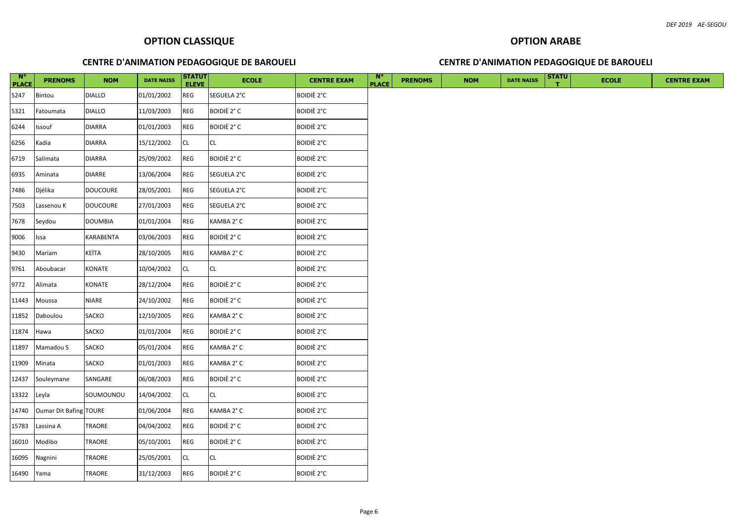## OPTION CLASSIQUE

### CENTRE D'ANIMATION PEDAGOGIQUE DE BAROUELI

## OPTION ARABE

### CENTRE D'ANIMATION PEDAGOGIQUE DE BAROUELI

| N° PLACE | PRENOMS | NOM | DATE NAISS | STATUT ELEVE | ECOLE | CENTRE EXAM | N° PLACE | PRENOMS | NOM | DATE NAISS | STATUT | ECOLE | CENTRE EXAM |
|---|---|---|---|---|---|---|---|---|---|---|---|---|---|
| 5247 | Bintou | DIALLO | 01/01/2002 | REG | SEGUELA 2°C | BOIDIÈ 2°C | | | | | | | |
| 5321 | Fatoumata | DIALLO | 11/03/2003 | REG | BOIDIÈ 2° C | BOIDIÈ 2°C | | | | | | | |
| 6244 | Issouf | DIARRA | 01/01/2003 | REG | BOIDIÈ 2° C | BOIDIÈ 2°C | | | | | | | |
| 6256 | Kadia | DIARRA | 15/12/2002 | CL | CL | BOIDIÈ 2°C | | | | | | | |
| 6719 | Salimata | DIARRA | 25/09/2002 | REG | BOIDIÈ 2° C | BOIDIÈ 2°C | | | | | | | |
| 6935 | Aminata | DIARRE | 13/06/2004 | REG | SEGUELA 2°C | BOIDIÈ 2°C | | | | | | | |
| 7486 | Djélika | DOUCOURE | 28/05/2001 | REG | SEGUELA 2°C | BOIDIÈ 2°C | | | | | | | |
| 7503 | Lassenou K | DOUCOURE | 27/01/2003 | REG | SEGUELA 2°C | BOIDIÈ 2°C | | | | | | | |
| 7678 | Seydou | DOUMBIA | 01/01/2004 | REG | KAMBA 2° C | BOIDIÈ 2°C | | | | | | | |
| 9006 | Issa | KARABENTA | 03/06/2003 | REG | BOIDIÈ 2° C | BOIDIÈ 2°C | | | | | | | |
| 9430 | Mariam | KEÏTA | 28/10/2005 | REG | KAMBA 2° C | BOIDIÈ 2°C | | | | | | | |
| 9761 | Aboubacar | KONATE | 10/04/2002 | CL | CL | BOIDIÈ 2°C | | | | | | | |
| 9772 | Alimata | KONATE | 28/12/2004 | REG | BOIDIÈ 2° C | BOIDIÈ 2°C | | | | | | | |
| 11443 | Moussa | NIARE | 24/10/2002 | REG | BOIDIÈ 2° C | BOIDIÈ 2°C | | | | | | | |
| 11852 | Daboulou | SACKO | 12/10/2005 | REG | KAMBA 2° C | BOIDIÈ 2°C | | | | | | | |
| 11874 | Hawa | SACKO | 01/01/2004 | REG | BOIDIÈ 2° C | BOIDIÈ 2°C | | | | | | | |
| 11897 | Mamadou S | SACKO | 05/01/2004 | REG | KAMBA 2° C | BOIDIÈ 2°C | | | | | | | |
| 11909 | Minata | SACKO | 01/01/2003 | REG | KAMBA 2° C | BOIDIÈ 2°C | | | | | | | |
| 12437 | Souleymane | SANGARE | 06/08/2003 | REG | BOIDIÈ 2° C | BOIDIÈ 2°C | | | | | | | |
| 13322 | Leyla | SOUMOUNOU | 14/04/2002 | CL | CL | BOIDIÈ 2°C | | | | | | | |
| 14740 | Oumar Dit Bafing | TOURE | 01/06/2004 | REG | KAMBA 2° C | BOIDIÈ 2°C | | | | | | | |
| 15783 | Lassina A | TRAORE | 04/04/2002 | REG | BOIDIÈ 2° C | BOIDIÈ 2°C | | | | | | | |
| 16010 | Modibo | TRAORE | 05/10/2001 | REG | BOIDIÈ 2° C | BOIDIÈ 2°C | | | | | | | |
| 16095 | Nagnini | TRAORE | 25/05/2001 | CL | CL | BOIDIÈ 2°C | | | | | | | |
| 16490 | Yama | TRAORE | 31/12/2003 | REG | BOIDIÈ 2° C | BOIDIÈ 2°C | | | | | | | |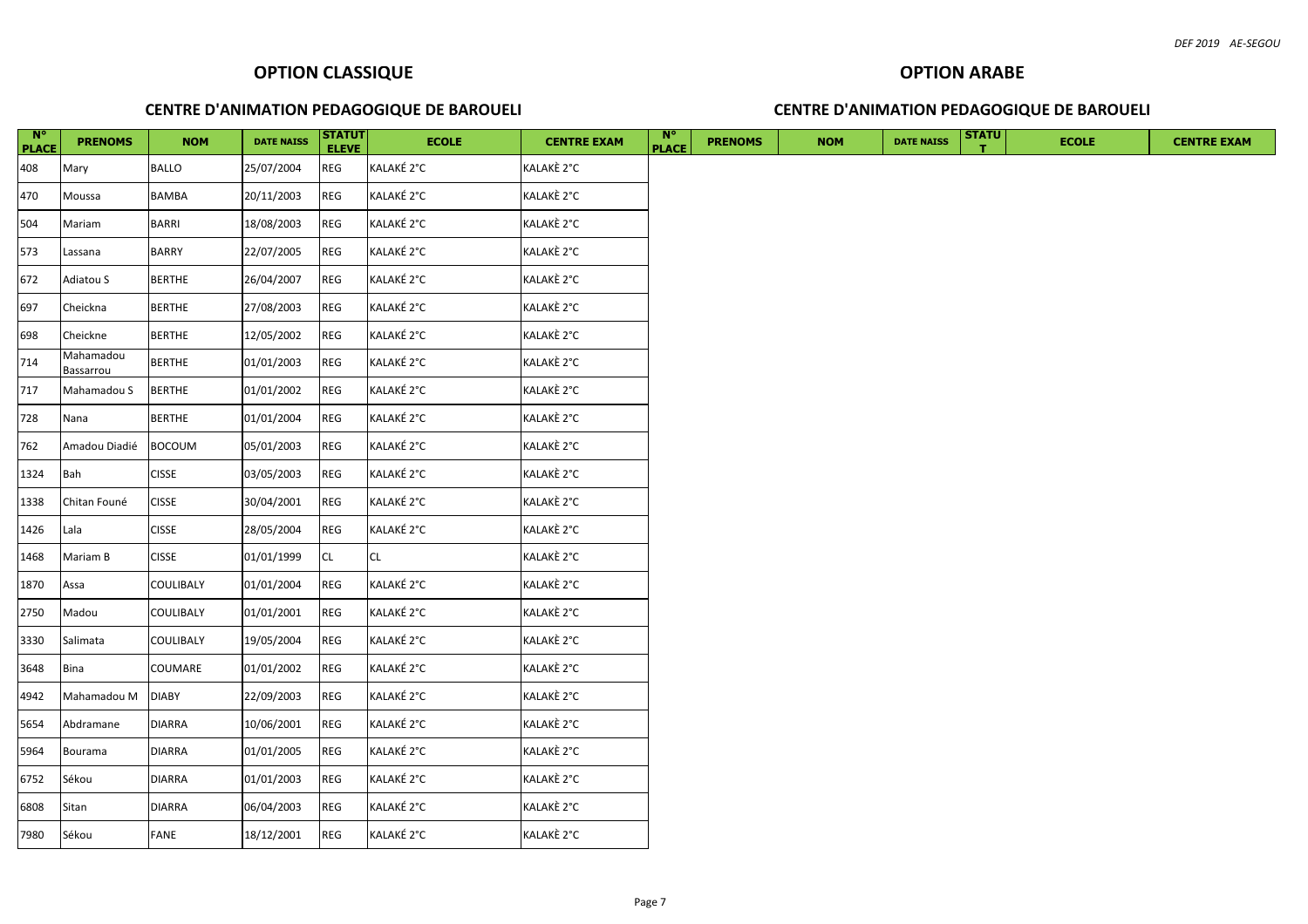## OPTION CLASSIQUE

### CENTRE D'ANIMATION PEDAGOGIQUE DE BAROUELI

| N° PLACE | PRENOMS | NOM | DATE NAISS | STATUT ELEVE | ECOLE | CENTRE EXAM |
|---|---|---|---|---|---|---|
| 408 | Mary | BALLO | 25/07/2004 | REG | KALAKÉ 2°C | KALAKÈ 2°C |
| 470 | Moussa | BAMBA | 20/11/2003 | REG | KALAKÉ 2°C | KALAKÈ 2°C |
| 504 | Mariam | BARRI | 18/08/2003 | REG | KALAKÉ 2°C | KALAKÈ 2°C |
| 573 | Lassana | BARRY | 22/07/2005 | REG | KALAKÉ 2°C | KALAKÈ 2°C |
| 672 | Adiatou S | BERTHE | 26/04/2007 | REG | KALAKÉ 2°C | KALAKÈ 2°C |
| 697 | Cheickna | BERTHE | 27/08/2003 | REG | KALAKÉ 2°C | KALAKÈ 2°C |
| 698 | Cheickne | BERTHE | 12/05/2002 | REG | KALAKÉ 2°C | KALAKÈ 2°C |
| 714 | Mahamadou Bassarrou | BERTHE | 01/01/2003 | REG | KALAKÉ 2°C | KALAKÈ 2°C |
| 717 | Mahamadou S | BERTHE | 01/01/2002 | REG | KALAKÉ 2°C | KALAKÈ 2°C |
| 728 | Nana | BERTHE | 01/01/2004 | REG | KALAKÉ 2°C | KALAKÈ 2°C |
| 762 | Amadou Diadié | BOCOUM | 05/01/2003 | REG | KALAKÉ 2°C | KALAKÈ 2°C |
| 1324 | Bah | CISSE | 03/05/2003 | REG | KALAKÉ 2°C | KALAKÈ 2°C |
| 1338 | Chitan Founé | CISSE | 30/04/2001 | REG | KALAKÉ 2°C | KALAKÈ 2°C |
| 1426 | Lala | CISSE | 28/05/2004 | REG | KALAKÉ 2°C | KALAKÈ 2°C |
| 1468 | Mariam B | CISSE | 01/01/1999 | CL | CL | KALAKÈ 2°C |
| 1870 | Assa | COULIBALY | 01/01/2004 | REG | KALAKÉ 2°C | KALAKÈ 2°C |
| 2750 | Madou | COULIBALY | 01/01/2001 | REG | KALAKÉ 2°C | KALAKÈ 2°C |
| 3330 | Salimata | COULIBALY | 19/05/2004 | REG | KALAKÉ 2°C | KALAKÈ 2°C |
| 3648 | Bina | COUMARE | 01/01/2002 | REG | KALAKÉ 2°C | KALAKÈ 2°C |
| 4942 | Mahamadou M | DIABY | 22/09/2003 | REG | KALAKÉ 2°C | KALAKÈ 2°C |
| 5654 | Abdramane | DIARRA | 10/06/2001 | REG | KALAKÉ 2°C | KALAKÈ 2°C |
| 5964 | Bourama | DIARRA | 01/01/2005 | REG | KALAKÉ 2°C | KALAKÈ 2°C |
| 6752 | Sékou | DIARRA | 01/01/2003 | REG | KALAKÉ 2°C | KALAKÈ 2°C |
| 6808 | Sitan | DIARRA | 06/04/2003 | REG | KALAKÉ 2°C | KALAKÈ 2°C |
| 7980 | Sékou | FANE | 18/12/2001 | REG | KALAKÉ 2°C | KALAKÈ 2°C |

## OPTION ARABE

### CENTRE D'ANIMATION PEDAGOGIQUE DE BAROUELI

| N° PLACE | PRENOMS | NOM | DATE NAISS | STATUT | ECOLE | CENTRE EXAM |
|---|---|---|---|---|---|---|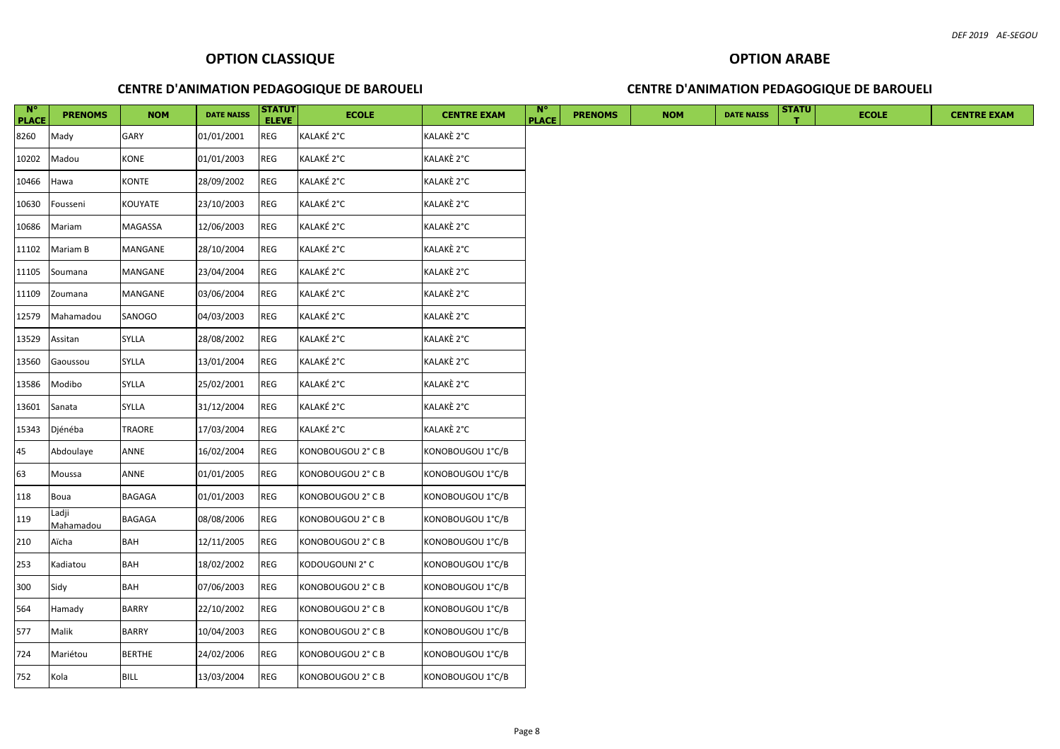## OPTION CLASSIQUE

### CENTRE D'ANIMATION PEDAGOGIQUE DE BAROUELI

| N° PLACE | PRENOMS | NOM | DATE NAISS | STATUT ELEVE | ECOLE | CENTRE EXAM |
|---|---|---|---|---|---|---|
| 8260 | Mady | GARY | 01/01/2001 | REG | KALAKÉ 2°C | KALAKÈ 2°C |
| 10202 | Madou | KONE | 01/01/2003 | REG | KALAKÉ 2°C | KALAKÈ 2°C |
| 10466 | Hawa | KONTE | 28/09/2002 | REG | KALAKÉ 2°C | KALAKÈ 2°C |
| 10630 | Fousseni | KOUYATE | 23/10/2003 | REG | KALAKÉ 2°C | KALAKÈ 2°C |
| 10686 | Mariam | MAGASSA | 12/06/2003 | REG | KALAKÉ 2°C | KALAKÈ 2°C |
| 11102 | Mariam B | MANGANE | 28/10/2004 | REG | KALAKÉ 2°C | KALAKÈ 2°C |
| 11105 | Soumana | MANGANE | 23/04/2004 | REG | KALAKÉ 2°C | KALAKÈ 2°C |
| 11109 | Zoumana | MANGANE | 03/06/2004 | REG | KALAKÉ 2°C | KALAKÈ 2°C |
| 12579 | Mahamadou | SANOGO | 04/03/2003 | REG | KALAKÉ 2°C | KALAKÈ 2°C |
| 13529 | Assitan | SYLLA | 28/08/2002 | REG | KALAKÉ 2°C | KALAKÈ 2°C |
| 13560 | Gaoussou | SYLLA | 13/01/2004 | REG | KALAKÉ 2°C | KALAKÈ 2°C |
| 13586 | Modibo | SYLLA | 25/02/2001 | REG | KALAKÉ 2°C | KALAKÈ 2°C |
| 13601 | Sanata | SYLLA | 31/12/2004 | REG | KALAKÉ 2°C | KALAKÈ 2°C |
| 15343 | Djénéba | TRAORE | 17/03/2004 | REG | KALAKÉ 2°C | KALAKÈ 2°C |
| 45 | Abdoulaye | ANNE | 16/02/2004 | REG | KONOBOUGOU 2° C B | KONOBOUGOU 1°C/B |
| 63 | Moussa | ANNE | 01/01/2005 | REG | KONOBOUGOU 2° C B | KONOBOUGOU 1°C/B |
| 118 | Boua | BAGAGA | 01/01/2003 | REG | KONOBOUGOU 2° C B | KONOBOUGOU 1°C/B |
| 119 | Ladji Mahamadou | BAGAGA | 08/08/2006 | REG | KONOBOUGOU 2° C B | KONOBOUGOU 1°C/B |
| 210 | Aïcha | BAH | 12/11/2005 | REG | KONOBOUGOU 2° C B | KONOBOUGOU 1°C/B |
| 253 | Kadiatou | BAH | 18/02/2002 | REG | KODOUGOUNI 2° C | KONOBOUGOU 1°C/B |
| 300 | Sidy | BAH | 07/06/2003 | REG | KONOBOUGOU 2° C B | KONOBOUGOU 1°C/B |
| 564 | Hamady | BARRY | 22/10/2002 | REG | KONOBOUGOU 2° C B | KONOBOUGOU 1°C/B |
| 577 | Malik | BARRY | 10/04/2003 | REG | KONOBOUGOU 2° C B | KONOBOUGOU 1°C/B |
| 724 | Mariétou | BERTHE | 24/02/2006 | REG | KONOBOUGOU 2° C B | KONOBOUGOU 1°C/B |
| 752 | Kola | BILL | 13/03/2004 | REG | KONOBOUGOU 2° C B | KONOBOUGOU 1°C/B |

## OPTION ARABE

### CENTRE D'ANIMATION PEDAGOGIQUE DE BAROUELI

| N° PLACE | PRENOMS | NOM | DATE NAISS | STATUT | ECOLE | CENTRE EXAM |
|---|---|---|---|---|---|---|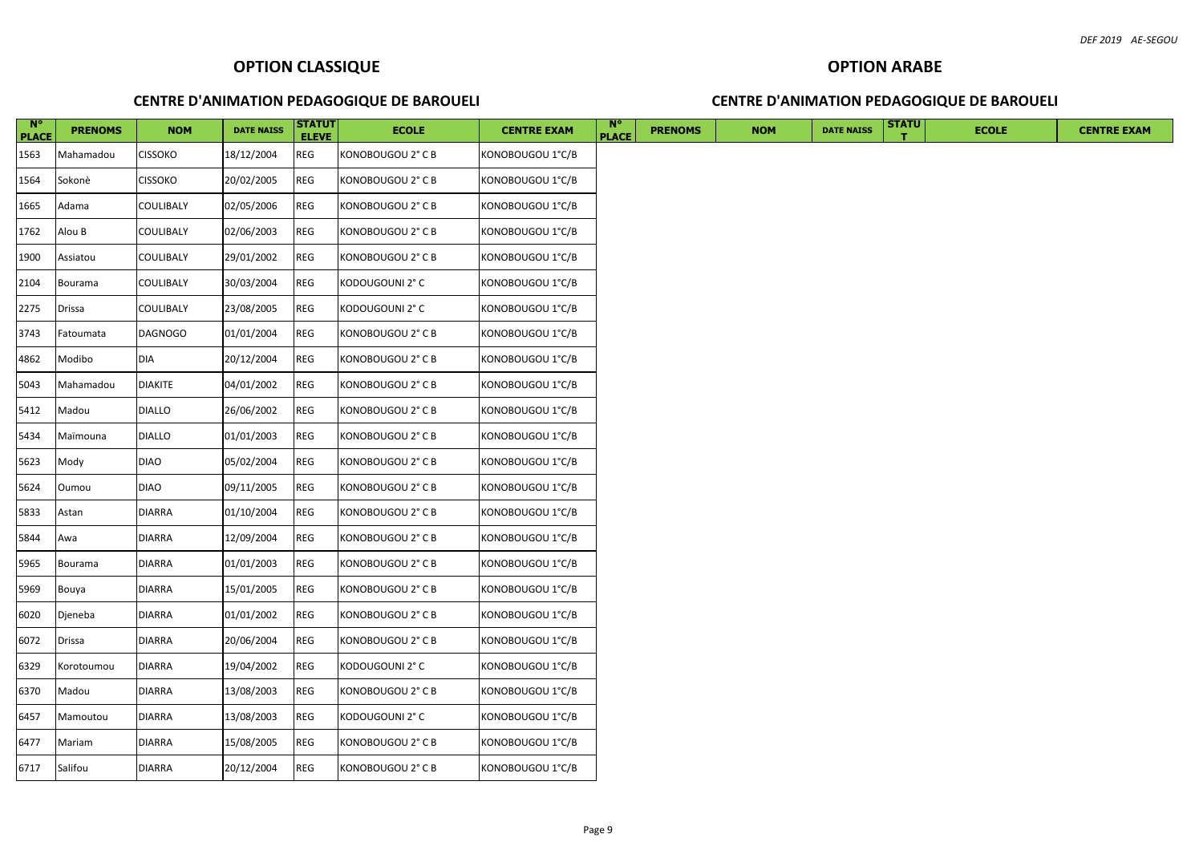## OPTION CLASSIQUE

### CENTRE D'ANIMATION PEDAGOGIQUE DE BAROUELI

## OPTION ARABE

### CENTRE D'ANIMATION PEDAGOGIQUE DE BAROUELI

| N° PLACE | PRENOMS | NOM | DATE NAISS | STATUT ELEVE | ECOLE | CENTRE EXAM | N° PLACE | PRENOMS | NOM | DATE NAISS | STATUT | ECOLE | CENTRE EXAM |
|---|---|---|---|---|---|---|---|---|---|---|---|---|---|
| 1563 | Mahamadou | CISSOKO | 18/12/2004 | REG | KONOBOUGOU 2° C B | KONOBOUGOU 1°C/B | | | | | | | |
| 1564 | Sokonè | CISSOKO | 20/02/2005 | REG | KONOBOUGOU 2° C B | KONOBOUGOU 1°C/B | | | | | | | |
| 1665 | Adama | COULIBALY | 02/05/2006 | REG | KONOBOUGOU 2° C B | KONOBOUGOU 1°C/B | | | | | | | |
| 1762 | Alou B | COULIBALY | 02/06/2003 | REG | KONOBOUGOU 2° C B | KONOBOUGOU 1°C/B | | | | | | | |
| 1900 | Assiatou | COULIBALY | 29/01/2002 | REG | KONOBOUGOU 2° C B | KONOBOUGOU 1°C/B | | | | | | | |
| 2104 | Bourama | COULIBALY | 30/03/2004 | REG | KODOUGOUNI 2° C | KONOBOUGOU 1°C/B | | | | | | | |
| 2275 | Drissa | COULIBALY | 23/08/2005 | REG | KODOUGOUNI 2° C | KONOBOUGOU 1°C/B | | | | | | | |
| 3743 | Fatoumata | DAGNOGO | 01/01/2004 | REG | KONOBOUGOU 2° C B | KONOBOUGOU 1°C/B | | | | | | | |
| 4862 | Modibo | DIA | 20/12/2004 | REG | KONOBOUGOU 2° C B | KONOBOUGOU 1°C/B | | | | | | | |
| 5043 | Mahamadou | DIAKITE | 04/01/2002 | REG | KONOBOUGOU 2° C B | KONOBOUGOU 1°C/B | | | | | | | |
| 5412 | Madou | DIALLO | 26/06/2002 | REG | KONOBOUGOU 2° C B | KONOBOUGOU 1°C/B | | | | | | | |
| 5434 | Maïmouna | DIALLO | 01/01/2003 | REG | KONOBOUGOU 2° C B | KONOBOUGOU 1°C/B | | | | | | | |
| 5623 | Mody | DIAO | 05/02/2004 | REG | KONOBOUGOU 2° C B | KONOBOUGOU 1°C/B | | | | | | | |
| 5624 | Oumou | DIAO | 09/11/2005 | REG | KONOBOUGOU 2° C B | KONOBOUGOU 1°C/B | | | | | | | |
| 5833 | Astan | DIARRA | 01/10/2004 | REG | KONOBOUGOU 2° C B | KONOBOUGOU 1°C/B | | | | | | | |
| 5844 | Awa | DIARRA | 12/09/2004 | REG | KONOBOUGOU 2° C B | KONOBOUGOU 1°C/B | | | | | | | |
| 5965 | Bourama | DIARRA | 01/01/2003 | REG | KONOBOUGOU 2° C B | KONOBOUGOU 1°C/B | | | | | | | |
| 5969 | Bouya | DIARRA | 15/01/2005 | REG | KONOBOUGOU 2° C B | KONOBOUGOU 1°C/B | | | | | | | |
| 6020 | Djeneba | DIARRA | 01/01/2002 | REG | KONOBOUGOU 2° C B | KONOBOUGOU 1°C/B | | | | | | | |
| 6072 | Drissa | DIARRA | 20/06/2004 | REG | KONOBOUGOU 2° C B | KONOBOUGOU 1°C/B | | | | | | | |
| 6329 | Korotoumou | DIARRA | 19/04/2002 | REG | KODOUGOUNI 2° C | KONOBOUGOU 1°C/B | | | | | | | |
| 6370 | Madou | DIARRA | 13/08/2003 | REG | KONOBOUGOU 2° C B | KONOBOUGOU 1°C/B | | | | | | | |
| 6457 | Mamoutou | DIARRA | 13/08/2003 | REG | KODOUGOUNI 2° C | KONOBOUGOU 1°C/B | | | | | | | |
| 6477 | Mariam | DIARRA | 15/08/2005 | REG | KONOBOUGOU 2° C B | KONOBOUGOU 1°C/B | | | | | | | |
| 6717 | Salifou | DIARRA | 20/12/2004 | REG | KONOBOUGOU 2° C B | KONOBOUGOU 1°C/B | | | | | | | |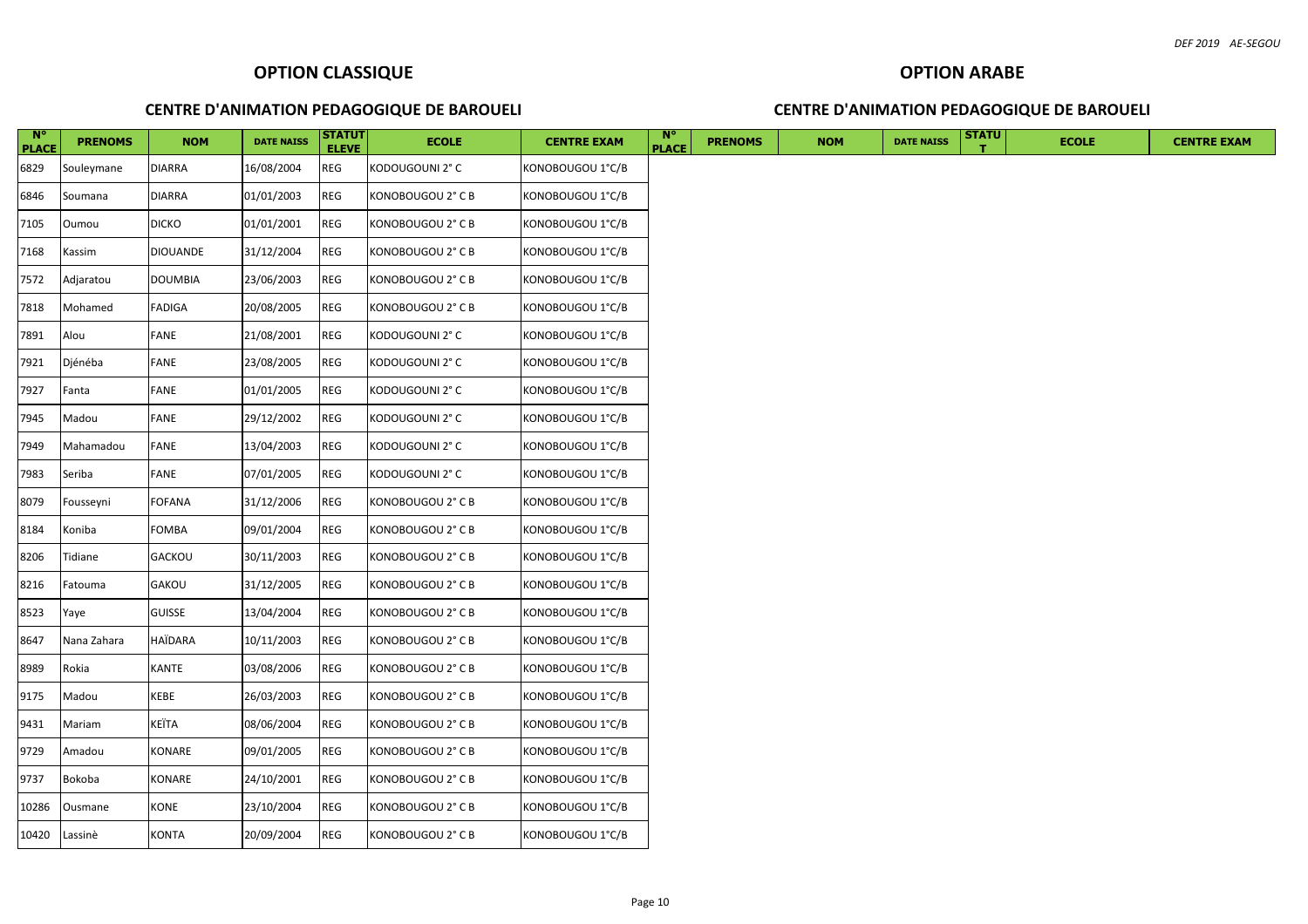## OPTION CLASSIQUE

### CENTRE D'ANIMATION PEDAGOGIQUE DE BAROUELI

## OPTION ARABE

### CENTRE D'ANIMATION PEDAGOGIQUE DE BAROUELI

| N° PLACE | PRENOMS | NOM | DATE NAISS | STATUT ELEVE | ECOLE | CENTRE EXAM | N° PLACE | PRENOMS | NOM | DATE NAISS | STATUT | ECOLE | CENTRE EXAM |
|---|---|---|---|---|---|---|---|---|---|---|---|---|---|
| 6829 | Souleymane | DIARRA | 16/08/2004 | REG | KODOUGOUNI 2° C | KONOBOUGOU 1°C/B | | | | | | | |
| 6846 | Soumana | DIARRA | 01/01/2003 | REG | KONOBOUGOU 2° C B | KONOBOUGOU 1°C/B | | | | | | | |
| 7105 | Oumou | DICKO | 01/01/2001 | REG | KONOBOUGOU 2° C B | KONOBOUGOU 1°C/B | | | | | | | |
| 7168 | Kassim | DIOUANDE | 31/12/2004 | REG | KONOBOUGOU 2° C B | KONOBOUGOU 1°C/B | | | | | | | |
| 7572 | Adjaratou | DOUMBIA | 23/06/2003 | REG | KONOBOUGOU 2° C B | KONOBOUGOU 1°C/B | | | | | | | |
| 7818 | Mohamed | FADIGA | 20/08/2005 | REG | KONOBOUGOU 2° C B | KONOBOUGOU 1°C/B | | | | | | | |
| 7891 | Alou | FANE | 21/08/2001 | REG | KODOUGOUNI 2° C | KONOBOUGOU 1°C/B | | | | | | | |
| 7921 | Djénéba | FANE | 23/08/2005 | REG | KODOUGOUNI 2° C | KONOBOUGOU 1°C/B | | | | | | | |
| 7927 | Fanta | FANE | 01/01/2005 | REG | KODOUGOUNI 2° C | KONOBOUGOU 1°C/B | | | | | | | |
| 7945 | Madou | FANE | 29/12/2002 | REG | KODOUGOUNI 2° C | KONOBOUGOU 1°C/B | | | | | | | |
| 7949 | Mahamadou | FANE | 13/04/2003 | REG | KODOUGOUNI 2° C | KONOBOUGOU 1°C/B | | | | | | | |
| 7983 | Seriba | FANE | 07/01/2005 | REG | KODOUGOUNI 2° C | KONOBOUGOU 1°C/B | | | | | | | |
| 8079 | Fousseyni | FOFANA | 31/12/2006 | REG | KONOBOUGOU 2° C B | KONOBOUGOU 1°C/B | | | | | | | |
| 8184 | Koniba | FOMBA | 09/01/2004 | REG | KONOBOUGOU 2° C B | KONOBOUGOU 1°C/B | | | | | | | |
| 8206 | Tidiane | GACKOU | 30/11/2003 | REG | KONOBOUGOU 2° C B | KONOBOUGOU 1°C/B | | | | | | | |
| 8216 | Fatouma | GAKOU | 31/12/2005 | REG | KONOBOUGOU 2° C B | KONOBOUGOU 1°C/B | | | | | | | |
| 8523 | Yaye | GUISSE | 13/04/2004 | REG | KONOBOUGOU 2° C B | KONOBOUGOU 1°C/B | | | | | | | |
| 8647 | Nana Zahara | HAÏDARA | 10/11/2003 | REG | KONOBOUGOU 2° C B | KONOBOUGOU 1°C/B | | | | | | | |
| 8989 | Rokia | KANTE | 03/08/2006 | REG | KONOBOUGOU 2° C B | KONOBOUGOU 1°C/B | | | | | | | |
| 9175 | Madou | KEBE | 26/03/2003 | REG | KONOBOUGOU 2° C B | KONOBOUGOU 1°C/B | | | | | | | |
| 9431 | Mariam | KEÏTA | 08/06/2004 | REG | KONOBOUGOU 2° C B | KONOBOUGOU 1°C/B | | | | | | | |
| 9729 | Amadou | KONARE | 09/01/2005 | REG | KONOBOUGOU 2° C B | KONOBOUGOU 1°C/B | | | | | | | |
| 9737 | Bokoba | KONARE | 24/10/2001 | REG | KONOBOUGOU 2° C B | KONOBOUGOU 1°C/B | | | | | | | |
| 10286 | Ousmane | KONE | 23/10/2004 | REG | KONOBOUGOU 2° C B | KONOBOUGOU 1°C/B | | | | | | | |
| 10420 | Lassinè | KONTA | 20/09/2004 | REG | KONOBOUGOU 2° C B | KONOBOUGOU 1°C/B | | | | | | | |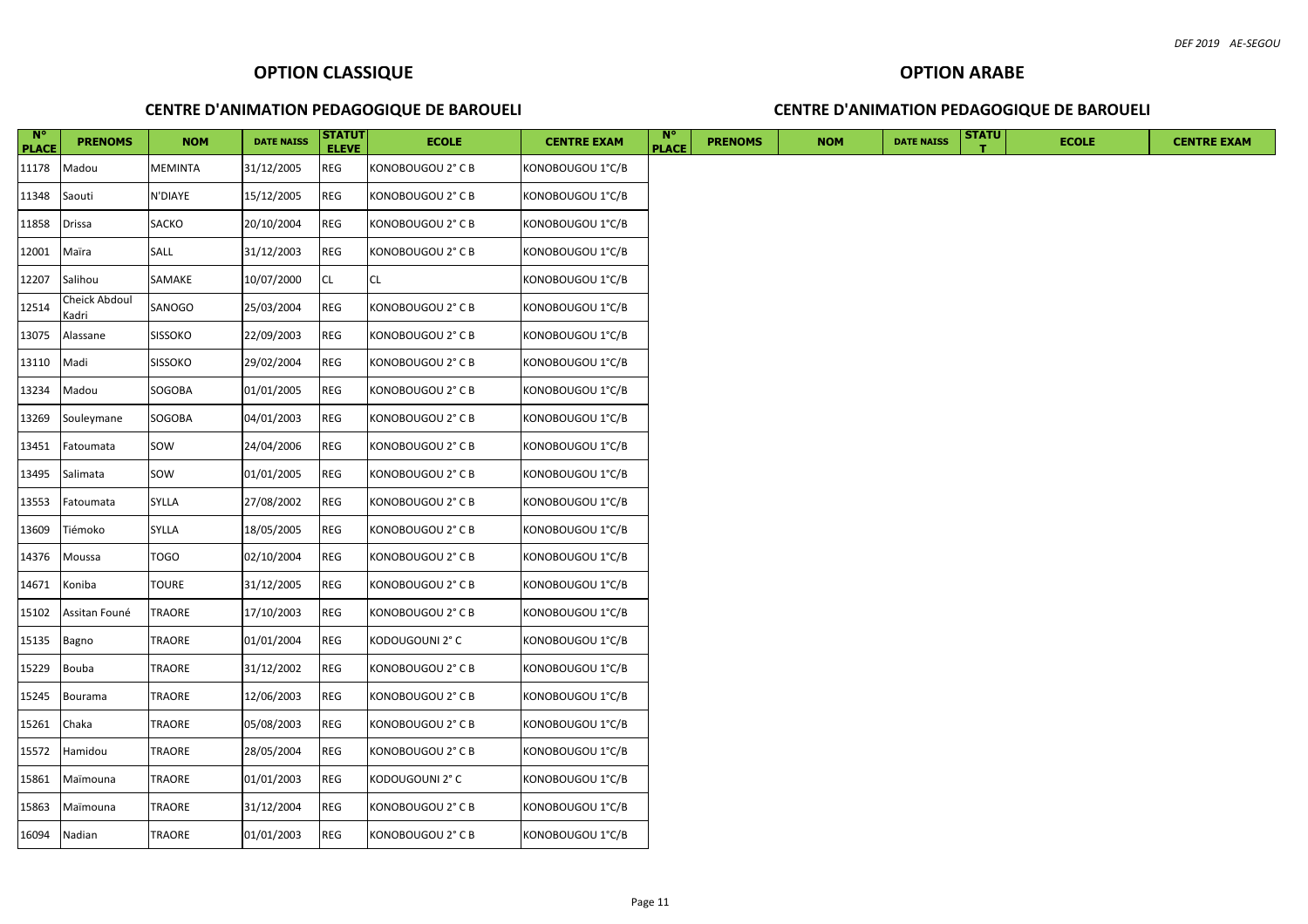## OPTION CLASSIQUE

### CENTRE D'ANIMATION PEDAGOGIQUE DE BAROUELI

## OPTION ARABE

### CENTRE D'ANIMATION PEDAGOGIQUE DE BAROUELI

| N° PLACE | PRENOMS | NOM | DATE NAISS | STATUT ELEVE | ECOLE | CENTRE EXAM | N° PLACE | PRENOMS | NOM | DATE NAISS | STATUT | ECOLE | CENTRE EXAM |
|---|---|---|---|---|---|---|---|---|---|---|---|---|---|
| 11178 | Madou | MEMINTA | 31/12/2005 | REG | KONOBOUGOU 2° C B | KONOBOUGOU 1°C/B | | | | | | | |
| 11348 | Saouti | N'DIAYE | 15/12/2005 | REG | KONOBOUGOU 2° C B | KONOBOUGOU 1°C/B | | | | | | | |
| 11858 | Drissa | SACKO | 20/10/2004 | REG | KONOBOUGOU 2° C B | KONOBOUGOU 1°C/B | | | | | | | |
| 12001 | Maïra | SALL | 31/12/2003 | REG | KONOBOUGOU 2° C B | KONOBOUGOU 1°C/B | | | | | | | |
| 12207 | Salihou | SAMAKE | 10/07/2000 | CL | CL | KONOBOUGOU 1°C/B | | | | | | | |
| 12514 | Cheick Abdoul Kadri | SANOGO | 25/03/2004 | REG | KONOBOUGOU 2° C B | KONOBOUGOU 1°C/B | | | | | | | |
| 13075 | Alassane | SISSOKO | 22/09/2003 | REG | KONOBOUGOU 2° C B | KONOBOUGOU 1°C/B | | | | | | | |
| 13110 | Madi | SISSOKO | 29/02/2004 | REG | KONOBOUGOU 2° C B | KONOBOUGOU 1°C/B | | | | | | | |
| 13234 | Madou | SOGOBA | 01/01/2005 | REG | KONOBOUGOU 2° C B | KONOBOUGOU 1°C/B | | | | | | | |
| 13269 | Souleymane | SOGOBA | 04/01/2003 | REG | KONOBOUGOU 2° C B | KONOBOUGOU 1°C/B | | | | | | | |
| 13451 | Fatoumata | SOW | 24/04/2006 | REG | KONOBOUGOU 2° C B | KONOBOUGOU 1°C/B | | | | | | | |
| 13495 | Salimata | SOW | 01/01/2005 | REG | KONOBOUGOU 2° C B | KONOBOUGOU 1°C/B | | | | | | | |
| 13553 | Fatoumata | SYLLA | 27/08/2002 | REG | KONOBOUGOU 2° C B | KONOBOUGOU 1°C/B | | | | | | | |
| 13609 | Tiémoko | SYLLA | 18/05/2005 | REG | KONOBOUGOU 2° C B | KONOBOUGOU 1°C/B | | | | | | | |
| 14376 | Moussa | TOGO | 02/10/2004 | REG | KONOBOUGOU 2° C B | KONOBOUGOU 1°C/B | | | | | | | |
| 14671 | Koniba | TOURE | 31/12/2005 | REG | KONOBOUGOU 2° C B | KONOBOUGOU 1°C/B | | | | | | | |
| 15102 | Assitan Founé | TRAORE | 17/10/2003 | REG | KONOBOUGOU 2° C B | KONOBOUGOU 1°C/B | | | | | | | |
| 15135 | Bagno | TRAORE | 01/01/2004 | REG | KODOUGOUNI 2° C | KONOBOUGOU 1°C/B | | | | | | | |
| 15229 | Bouba | TRAORE | 31/12/2002 | REG | KONOBOUGOU 2° C B | KONOBOUGOU 1°C/B | | | | | | | |
| 15245 | Bourama | TRAORE | 12/06/2003 | REG | KONOBOUGOU 2° C B | KONOBOUGOU 1°C/B | | | | | | | |
| 15261 | Chaka | TRAORE | 05/08/2003 | REG | KONOBOUGOU 2° C B | KONOBOUGOU 1°C/B | | | | | | | |
| 15572 | Hamidou | TRAORE | 28/05/2004 | REG | KONOBOUGOU 2° C B | KONOBOUGOU 1°C/B | | | | | | | |
| 15861 | Maïmouna | TRAORE | 01/01/2003 | REG | KODOUGOUNI 2° C | KONOBOUGOU 1°C/B | | | | | | | |
| 15863 | Maïmouna | TRAORE | 31/12/2004 | REG | KONOBOUGOU 2° C B | KONOBOUGOU 1°C/B | | | | | | | |
| 16094 | Nadian | TRAORE | 01/01/2003 | REG | KONOBOUGOU 2° C B | KONOBOUGOU 1°C/B | | | | | | | |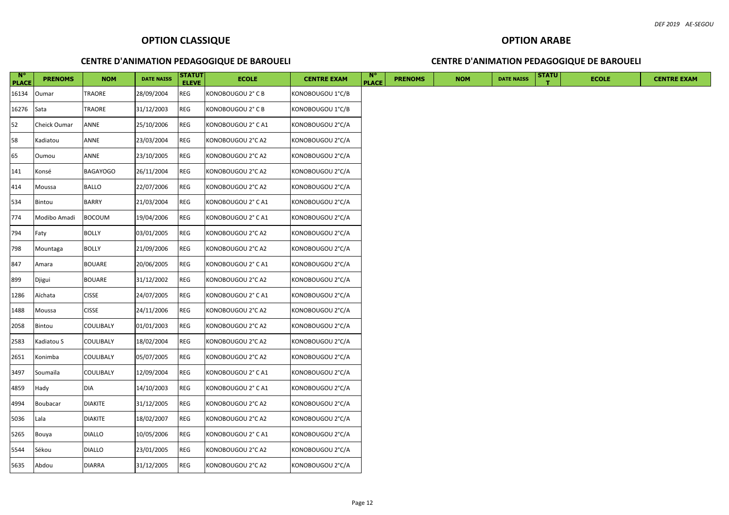## OPTION CLASSIQUE

### CENTRE D'ANIMATION PEDAGOGIQUE DE BAROUELI

| N° PLACE | PRENOMS | NOM | DATE NAISS | STATUT ELEVE | ECOLE | CENTRE EXAM |
|---|---|---|---|---|---|---|
| 16134 | Oumar | TRAORE | 28/09/2004 | REG | KONOBOUGOU 2° C B | KONOBOUGOU 1°C/B |
| 16276 | Sata | TRAORE | 31/12/2003 | REG | KONOBOUGOU 2° C B | KONOBOUGOU 1°C/B |
| 52 | Cheick Oumar | ANNE | 25/10/2006 | REG | KONOBOUGOU 2° C A1 | KONOBOUGOU 2°C/A |
| 58 | Kadiatou | ANNE | 23/03/2004 | REG | KONOBOUGOU 2°C A2 | KONOBOUGOU 2°C/A |
| 65 | Oumou | ANNE | 23/10/2005 | REG | KONOBOUGOU 2°C A2 | KONOBOUGOU 2°C/A |
| 141 | Konsé | BAGAYOGO | 26/11/2004 | REG | KONOBOUGOU 2°C A2 | KONOBOUGOU 2°C/A |
| 414 | Moussa | BALLO | 22/07/2006 | REG | KONOBOUGOU 2°C A2 | KONOBOUGOU 2°C/A |
| 534 | Bintou | BARRY | 21/03/2004 | REG | KONOBOUGOU 2° C A1 | KONOBOUGOU 2°C/A |
| 774 | Modibo Amadi | BOCOUM | 19/04/2006 | REG | KONOBOUGOU 2° C A1 | KONOBOUGOU 2°C/A |
| 794 | Faty | BOLLY | 03/01/2005 | REG | KONOBOUGOU 2°C A2 | KONOBOUGOU 2°C/A |
| 798 | Mountaga | BOLLY | 21/09/2006 | REG | KONOBOUGOU 2°C A2 | KONOBOUGOU 2°C/A |
| 847 | Amara | BOUARE | 20/06/2005 | REG | KONOBOUGOU 2° C A1 | KONOBOUGOU 2°C/A |
| 899 | Djigui | BOUARE | 31/12/2002 | REG | KONOBOUGOU 2°C A2 | KONOBOUGOU 2°C/A |
| 1286 | Aïchata | CISSE | 24/07/2005 | REG | KONOBOUGOU 2° C A1 | KONOBOUGOU 2°C/A |
| 1488 | Moussa | CISSE | 24/11/2006 | REG | KONOBOUGOU 2°C A2 | KONOBOUGOU 2°C/A |
| 2058 | Bintou | COULIBALY | 01/01/2003 | REG | KONOBOUGOU 2°C A2 | KONOBOUGOU 2°C/A |
| 2583 | Kadiatou S | COULIBALY | 18/02/2004 | REG | KONOBOUGOU 2°C A2 | KONOBOUGOU 2°C/A |
| 2651 | Konimba | COULIBALY | 05/07/2005 | REG | KONOBOUGOU 2°C A2 | KONOBOUGOU 2°C/A |
| 3497 | Soumaïla | COULIBALY | 12/09/2004 | REG | KONOBOUGOU 2° C A1 | KONOBOUGOU 2°C/A |
| 4859 | Hady | DIA | 14/10/2003 | REG | KONOBOUGOU 2° C A1 | KONOBOUGOU 2°C/A |
| 4994 | Boubacar | DIAKITE | 31/12/2005 | REG | KONOBOUGOU 2°C A2 | KONOBOUGOU 2°C/A |
| 5036 | Lala | DIAKITE | 18/02/2007 | REG | KONOBOUGOU 2°C A2 | KONOBOUGOU 2°C/A |
| 5265 | Bouya | DIALLO | 10/05/2006 | REG | KONOBOUGOU 2° C A1 | KONOBOUGOU 2°C/A |
| 5544 | Sékou | DIALLO | 23/01/2005 | REG | KONOBOUGOU 2°C A2 | KONOBOUGOU 2°C/A |
| 5635 | Abdou | DIARRA | 31/12/2005 | REG | KONOBOUGOU 2°C A2 | KONOBOUGOU 2°C/A |

## OPTION ARABE

### CENTRE D'ANIMATION PEDAGOGIQUE DE BAROUELI

| N° PLACE | PRENOMS | NOM | DATE NAISS | STATUT | ECOLE | CENTRE EXAM |
|---|---|---|---|---|---|---|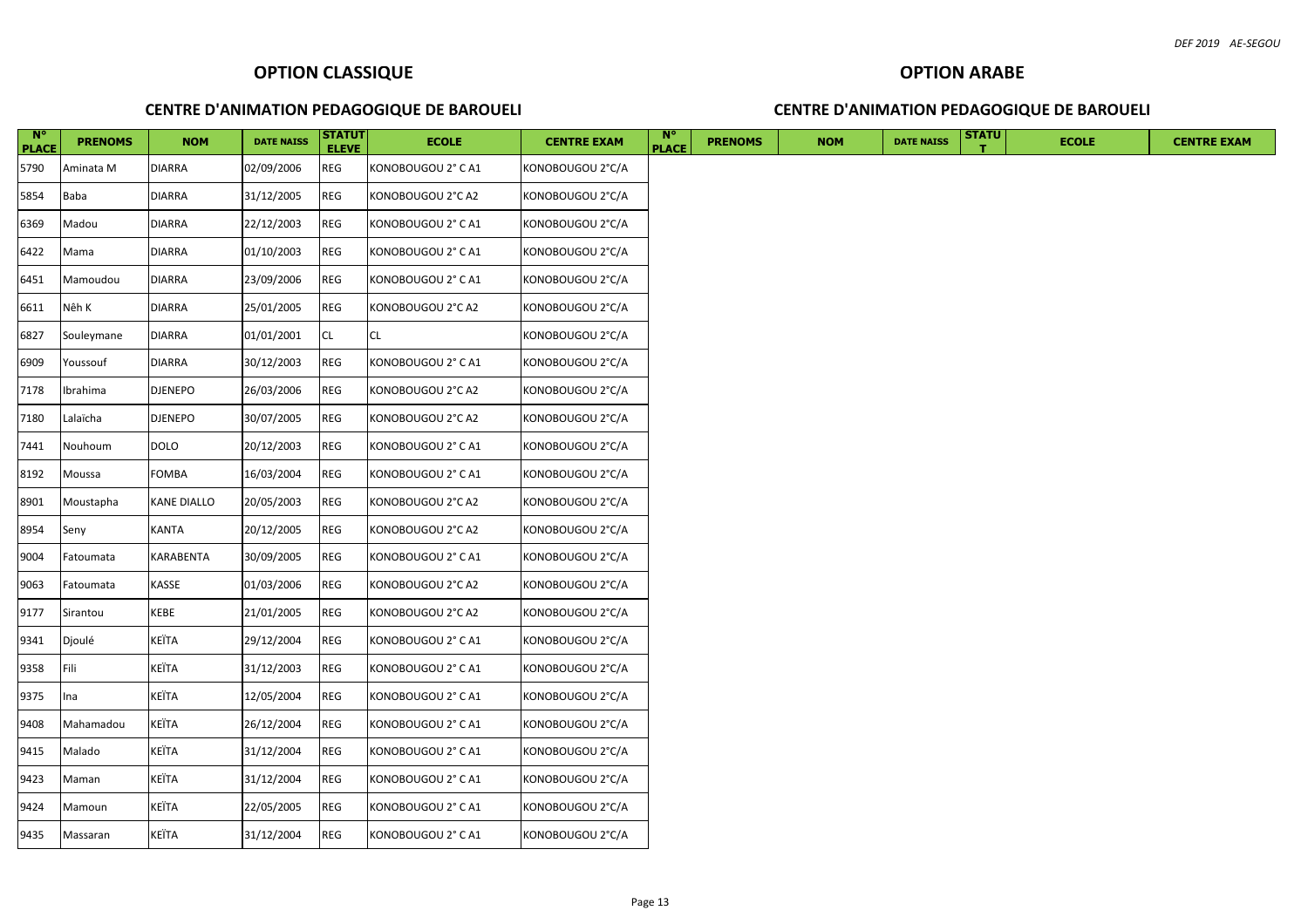## OPTION CLASSIQUE

### CENTRE D'ANIMATION PEDAGOGIQUE DE BAROUELI

| N° PLACE | PRENOMS | NOM | DATE NAISS | STATUT ELEVE | ECOLE | CENTRE EXAM |
|---|---|---|---|---|---|---|
| 5790 | Aminata M | DIARRA | 02/09/2006 | REG | KONOBOUGOU 2° C A1 | KONOBOUGOU 2°C/A |
| 5854 | Baba | DIARRA | 31/12/2005 | REG | KONOBOUGOU 2°C A2 | KONOBOUGOU 2°C/A |
| 6369 | Madou | DIARRA | 22/12/2003 | REG | KONOBOUGOU 2° C A1 | KONOBOUGOU 2°C/A |
| 6422 | Mama | DIARRA | 01/10/2003 | REG | KONOBOUGOU 2° C A1 | KONOBOUGOU 2°C/A |
| 6451 | Mamoudou | DIARRA | 23/09/2006 | REG | KONOBOUGOU 2° C A1 | KONOBOUGOU 2°C/A |
| 6611 | Nêh K | DIARRA | 25/01/2005 | REG | KONOBOUGOU 2°C A2 | KONOBOUGOU 2°C/A |
| 6827 | Souleymane | DIARRA | 01/01/2001 | CL | CL | KONOBOUGOU 2°C/A |
| 6909 | Youssouf | DIARRA | 30/12/2003 | REG | KONOBOUGOU 2° C A1 | KONOBOUGOU 2°C/A |
| 7178 | Ibrahima | DJENEPO | 26/03/2006 | REG | KONOBOUGOU 2°C A2 | KONOBOUGOU 2°C/A |
| 7180 | Lalaïcha | DJENEPO | 30/07/2005 | REG | KONOBOUGOU 2°C A2 | KONOBOUGOU 2°C/A |
| 7441 | Nouhoum | DOLO | 20/12/2003 | REG | KONOBOUGOU 2° C A1 | KONOBOUGOU 2°C/A |
| 8192 | Moussa | FOMBA | 16/03/2004 | REG | KONOBOUGOU 2° C A1 | KONOBOUGOU 2°C/A |
| 8901 | Moustapha | KANE DIALLO | 20/05/2003 | REG | KONOBOUGOU 2°C A2 | KONOBOUGOU 2°C/A |
| 8954 | Seny | KANTA | 20/12/2005 | REG | KONOBOUGOU 2°C A2 | KONOBOUGOU 2°C/A |
| 9004 | Fatoumata | KARABENTA | 30/09/2005 | REG | KONOBOUGOU 2° C A1 | KONOBOUGOU 2°C/A |
| 9063 | Fatoumata | KASSE | 01/03/2006 | REG | KONOBOUGOU 2°C A2 | KONOBOUGOU 2°C/A |
| 9177 | Sirantou | KEBE | 21/01/2005 | REG | KONOBOUGOU 2°C A2 | KONOBOUGOU 2°C/A |
| 9341 | Djoulé | KEÏTA | 29/12/2004 | REG | KONOBOUGOU 2° C A1 | KONOBOUGOU 2°C/A |
| 9358 | Fili | KEÏTA | 31/12/2003 | REG | KONOBOUGOU 2° C A1 | KONOBOUGOU 2°C/A |
| 9375 | Ina | KEÏTA | 12/05/2004 | REG | KONOBOUGOU 2° C A1 | KONOBOUGOU 2°C/A |
| 9408 | Mahamadou | KEÏTA | 26/12/2004 | REG | KONOBOUGOU 2° C A1 | KONOBOUGOU 2°C/A |
| 9415 | Malado | KEÏTA | 31/12/2004 | REG | KONOBOUGOU 2° C A1 | KONOBOUGOU 2°C/A |
| 9423 | Maman | KEÏTA | 31/12/2004 | REG | KONOBOUGOU 2° C A1 | KONOBOUGOU 2°C/A |
| 9424 | Mamoun | KEÏTA | 22/05/2005 | REG | KONOBOUGOU 2° C A1 | KONOBOUGOU 2°C/A |
| 9435 | Massaran | KEÏTA | 31/12/2004 | REG | KONOBOUGOU 2° C A1 | KONOBOUGOU 2°C/A |

## OPTION ARABE

### CENTRE D'ANIMATION PEDAGOGIQUE DE BAROUELI

| N° PLACE | PRENOMS | NOM | DATE NAISS | STATUT | ECOLE | CENTRE EXAM |
|---|---|---|---|---|---|---|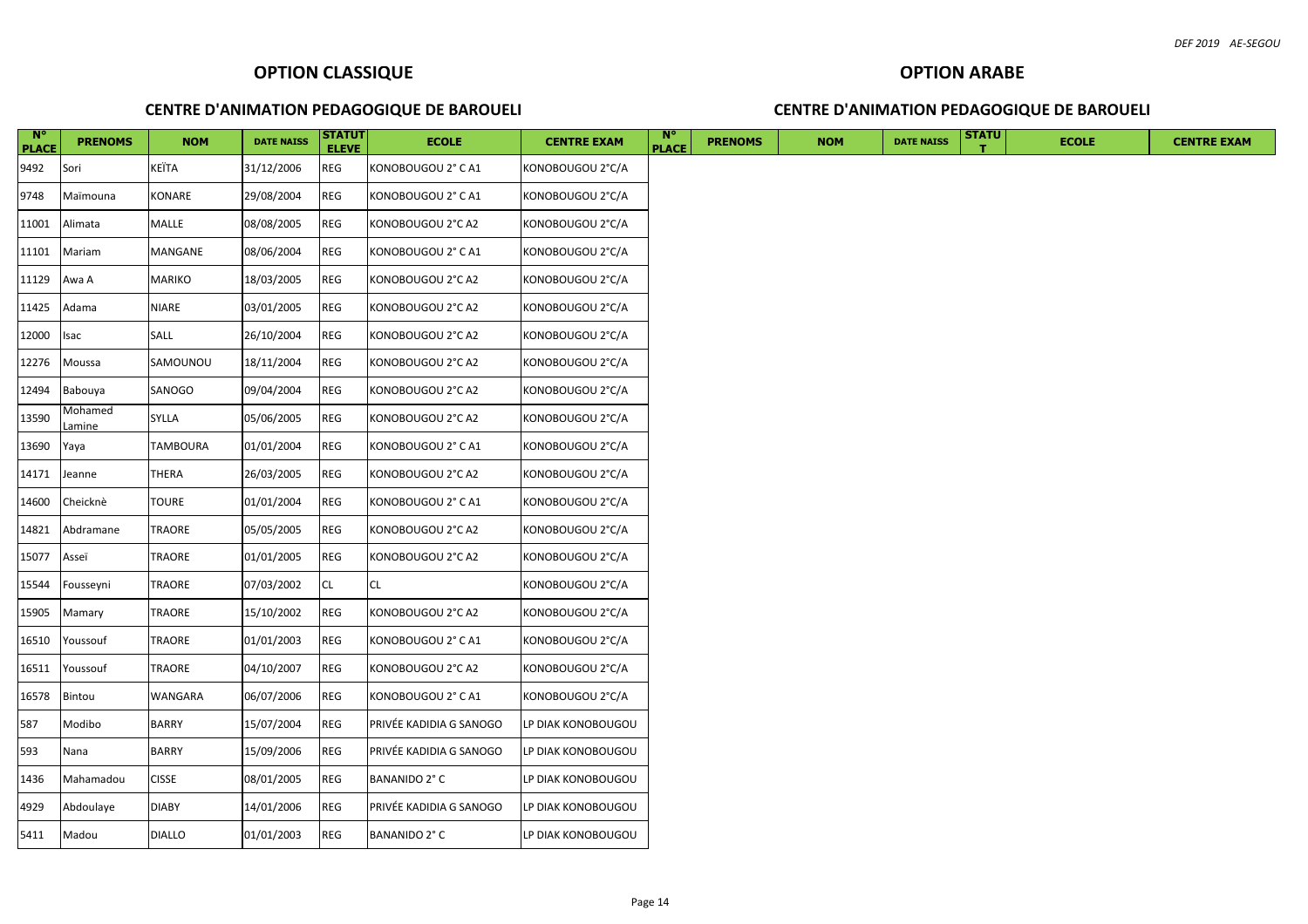## OPTION CLASSIQUE

### CENTRE D'ANIMATION PEDAGOGIQUE DE BAROUELI

| N° PLACE | PRENOMS | NOM | DATE NAISS | STATUT ELEVE | ECOLE | CENTRE EXAM |
|---|---|---|---|---|---|---|
| 9492 | Sori | KEÏTA | 31/12/2006 | REG | KONOBOUGOU 2° C A1 | KONOBOUGOU 2°C/A |
| 9748 | Maïmouna | KONARE | 29/08/2004 | REG | KONOBOUGOU 2° C A1 | KONOBOUGOU 2°C/A |
| 11001 | Alimata | MALLE | 08/08/2005 | REG | KONOBOUGOU 2°C A2 | KONOBOUGOU 2°C/A |
| 11101 | Mariam | MANGANE | 08/06/2004 | REG | KONOBOUGOU 2° C A1 | KONOBOUGOU 2°C/A |
| 11129 | Awa A | MARIKO | 18/03/2005 | REG | KONOBOUGOU 2°C A2 | KONOBOUGOU 2°C/A |
| 11425 | Adama | NIARE | 03/01/2005 | REG | KONOBOUGOU 2°C A2 | KONOBOUGOU 2°C/A |
| 12000 | Isac | SALL | 26/10/2004 | REG | KONOBOUGOU 2°C A2 | KONOBOUGOU 2°C/A |
| 12276 | Moussa | SAMOUNOU | 18/11/2004 | REG | KONOBOUGOU 2°C A2 | KONOBOUGOU 2°C/A |
| 12494 | Babouya | SANOGO | 09/04/2004 | REG | KONOBOUGOU 2°C A2 | KONOBOUGOU 2°C/A |
| 13590 | Mohamed Lamine | SYLLA | 05/06/2005 | REG | KONOBOUGOU 2°C A2 | KONOBOUGOU 2°C/A |
| 13690 | Yaya | TAMBOURA | 01/01/2004 | REG | KONOBOUGOU 2° C A1 | KONOBOUGOU 2°C/A |
| 14171 | Jeanne | THERA | 26/03/2005 | REG | KONOBOUGOU 2°C A2 | KONOBOUGOU 2°C/A |
| 14600 | Cheicknè | TOURE | 01/01/2004 | REG | KONOBOUGOU 2° C A1 | KONOBOUGOU 2°C/A |
| 14821 | Abdramane | TRAORE | 05/05/2005 | REG | KONOBOUGOU 2°C A2 | KONOBOUGOU 2°C/A |
| 15077 | Asseï | TRAORE | 01/01/2005 | REG | KONOBOUGOU 2°C A2 | KONOBOUGOU 2°C/A |
| 15544 | Fousseyni | TRAORE | 07/03/2002 | CL | CL | KONOBOUGOU 2°C/A |
| 15905 | Mamary | TRAORE | 15/10/2002 | REG | KONOBOUGOU 2°C A2 | KONOBOUGOU 2°C/A |
| 16510 | Youssouf | TRAORE | 01/01/2003 | REG | KONOBOUGOU 2° C A1 | KONOBOUGOU 2°C/A |
| 16511 | Youssouf | TRAORE | 04/10/2007 | REG | KONOBOUGOU 2°C A2 | KONOBOUGOU 2°C/A |
| 16578 | Bintou | WANGARA | 06/07/2006 | REG | KONOBOUGOU 2° C A1 | KONOBOUGOU 2°C/A |
| 587 | Modibo | BARRY | 15/07/2004 | REG | PRIVÉE KADIDIA G SANOGO | LP DIAK KONOBOUGOU |
| 593 | Nana | BARRY | 15/09/2006 | REG | PRIVÉE KADIDIA G SANOGO | LP DIAK KONOBOUGOU |
| 1436 | Mahamadou | CISSE | 08/01/2005 | REG | BANANIDO 2° C | LP DIAK KONOBOUGOU |
| 4929 | Abdoulaye | DIABY | 14/01/2006 | REG | PRIVÉE KADIDIA G SANOGO | LP DIAK KONOBOUGOU |
| 5411 | Madou | DIALLO | 01/01/2003 | REG | BANANIDO 2° C | LP DIAK KONOBOUGOU |

## OPTION ARABE

### CENTRE D'ANIMATION PEDAGOGIQUE DE BAROUELI

| N° PLACE | PRENOMS | NOM | DATE NAISS | STATUT | ECOLE | CENTRE EXAM |
|---|---|---|---|---|---|---|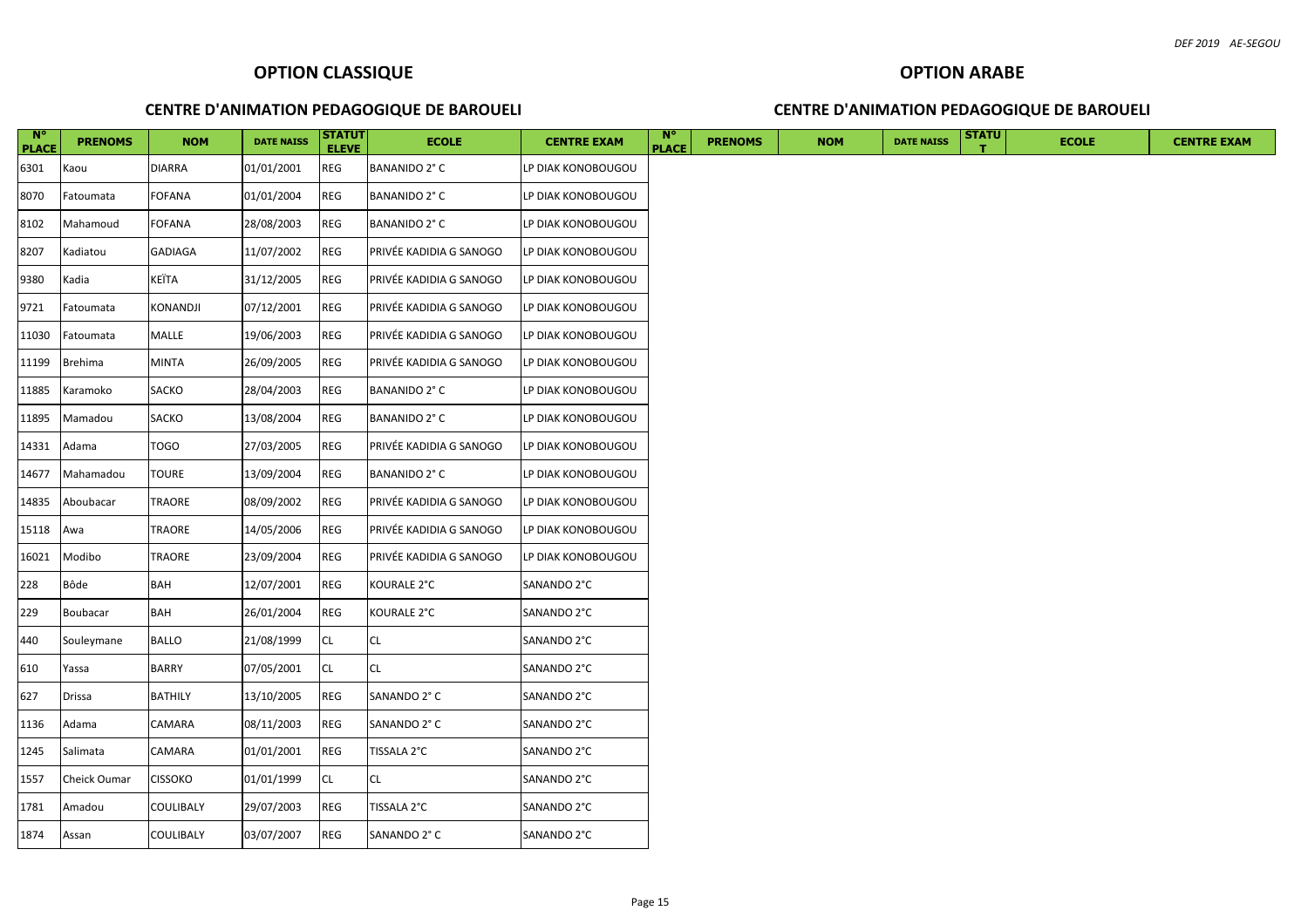## OPTION CLASSIQUE

### CENTRE D'ANIMATION PEDAGOGIQUE DE BAROUELI

| N° PLACE | PRENOMS | NOM | DATE NAISS | STATUT ELEVE | ECOLE | CENTRE EXAM |
|---|---|---|---|---|---|---|
| 6301 | Kaou | DIARRA | 01/01/2001 | REG | BANANIDO 2° C | LP DIAK KONOBOUGOU |
| 8070 | Fatoumata | FOFANA | 01/01/2004 | REG | BANANIDO 2° C | LP DIAK KONOBOUGOU |
| 8102 | Mahamoud | FOFANA | 28/08/2003 | REG | BANANIDO 2° C | LP DIAK KONOBOUGOU |
| 8207 | Kadiatou | GADIAGA | 11/07/2002 | REG | PRIVÉE KADIDIA G SANOGO | LP DIAK KONOBOUGOU |
| 9380 | Kadia | KEÏTA | 31/12/2005 | REG | PRIVÉE KADIDIA G SANOGO | LP DIAK KONOBOUGOU |
| 9721 | Fatoumata | KONANDJI | 07/12/2001 | REG | PRIVÉE KADIDIA G SANOGO | LP DIAK KONOBOUGOU |
| 11030 | Fatoumata | MALLE | 19/06/2003 | REG | PRIVÉE KADIDIA G SANOGO | LP DIAK KONOBOUGOU |
| 11199 | Brehima | MINTA | 26/09/2005 | REG | PRIVÉE KADIDIA G SANOGO | LP DIAK KONOBOUGOU |
| 11885 | Karamoko | SACKO | 28/04/2003 | REG | BANANIDO 2° C | LP DIAK KONOBOUGOU |
| 11895 | Mamadou | SACKO | 13/08/2004 | REG | BANANIDO 2° C | LP DIAK KONOBOUGOU |
| 14331 | Adama | TOGO | 27/03/2005 | REG | PRIVÉE KADIDIA G SANOGO | LP DIAK KONOBOUGOU |
| 14677 | Mahamadou | TOURE | 13/09/2004 | REG | BANANIDO 2° C | LP DIAK KONOBOUGOU |
| 14835 | Aboubacar | TRAORE | 08/09/2002 | REG | PRIVÉE KADIDIA G SANOGO | LP DIAK KONOBOUGOU |
| 15118 | Awa | TRAORE | 14/05/2006 | REG | PRIVÉE KADIDIA G SANOGO | LP DIAK KONOBOUGOU |
| 16021 | Modibo | TRAORE | 23/09/2004 | REG | PRIVÉE KADIDIA G SANOGO | LP DIAK KONOBOUGOU |
| 228 | Bôde | BAH | 12/07/2001 | REG | KOURALE 2°C | SANANDO 2°C |
| 229 | Boubacar | BAH | 26/01/2004 | REG | KOURALE 2°C | SANANDO 2°C |
| 440 | Souleymane | BALLO | 21/08/1999 | CL | CL | SANANDO 2°C |
| 610 | Yassa | BARRY | 07/05/2001 | CL | CL | SANANDO 2°C |
| 627 | Drissa | BATHILY | 13/10/2005 | REG | SANANDO 2° C | SANANDO 2°C |
| 1136 | Adama | CAMARA | 08/11/2003 | REG | SANANDO 2° C | SANANDO 2°C |
| 1245 | Salimata | CAMARA | 01/01/2001 | REG | TISSALA 2°C | SANANDO 2°C |
| 1557 | Cheick Oumar | CISSOKO | 01/01/1999 | CL | CL | SANANDO 2°C |
| 1781 | Amadou | COULIBALY | 29/07/2003 | REG | TISSALA 2°C | SANANDO 2°C |
| 1874 | Assan | COULIBALY | 03/07/2007 | REG | SANANDO 2° C | SANANDO 2°C |

## OPTION ARABE

### CENTRE D'ANIMATION PEDAGOGIQUE DE BAROUELI

| N° PLACE | PRENOMS | NOM | DATE NAISS | STATUT | ECOLE | CENTRE EXAM |
|---|---|---|---|---|---|---|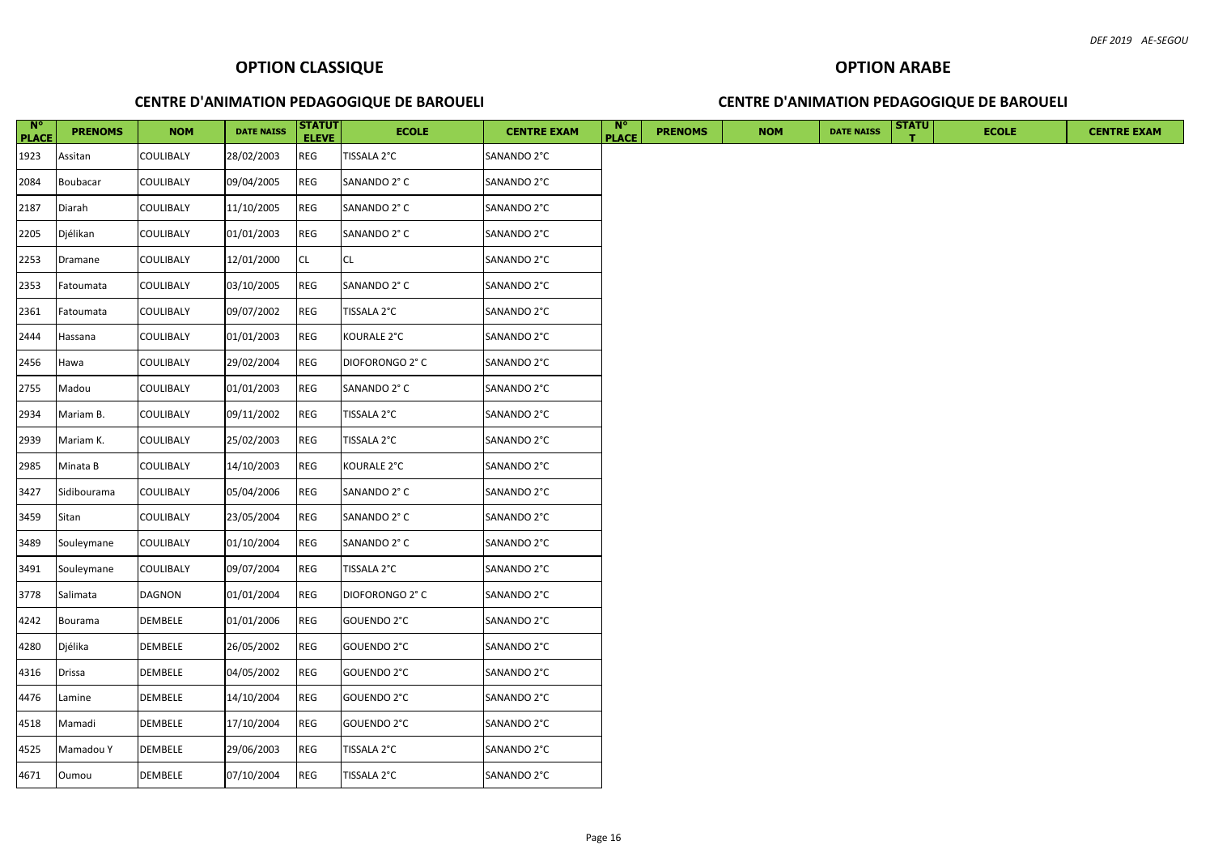## OPTION CLASSIQUE

### CENTRE D'ANIMATION PEDAGOGIQUE DE BAROUELI

| N° PLACE | PRENOMS | NOM | DATE NAISS | STATUT ELEVE | ECOLE | CENTRE EXAM |
|---|---|---|---|---|---|---|
| 1923 | Assitan | COULIBALY | 28/02/2003 | REG | TISSALA 2°C | SANANDO 2°C |
| 2084 | Boubacar | COULIBALY | 09/04/2005 | REG | SANANDO 2° C | SANANDO 2°C |
| 2187 | Diarah | COULIBALY | 11/10/2005 | REG | SANANDO 2° C | SANANDO 2°C |
| 2205 | Djélikan | COULIBALY | 01/01/2003 | REG | SANANDO 2° C | SANANDO 2°C |
| 2253 | Dramane | COULIBALY | 12/01/2000 | CL | CL | SANANDO 2°C |
| 2353 | Fatoumata | COULIBALY | 03/10/2005 | REG | SANANDO 2° C | SANANDO 2°C |
| 2361 | Fatoumata | COULIBALY | 09/07/2002 | REG | TISSALA 2°C | SANANDO 2°C |
| 2444 | Hassana | COULIBALY | 01/01/2003 | REG | KOURALE 2°C | SANANDO 2°C |
| 2456 | Hawa | COULIBALY | 29/02/2004 | REG | DIOFORONGO 2° C | SANANDO 2°C |
| 2755 | Madou | COULIBALY | 01/01/2003 | REG | SANANDO 2° C | SANANDO 2°C |
| 2934 | Mariam B. | COULIBALY | 09/11/2002 | REG | TISSALA 2°C | SANANDO 2°C |
| 2939 | Mariam K. | COULIBALY | 25/02/2003 | REG | TISSALA 2°C | SANANDO 2°C |
| 2985 | Minata B | COULIBALY | 14/10/2003 | REG | KOURALE 2°C | SANANDO 2°C |
| 3427 | Sidibourama | COULIBALY | 05/04/2006 | REG | SANANDO 2° C | SANANDO 2°C |
| 3459 | Sitan | COULIBALY | 23/05/2004 | REG | SANANDO 2° C | SANANDO 2°C |
| 3489 | Souleymane | COULIBALY | 01/10/2004 | REG | SANANDO 2° C | SANANDO 2°C |
| 3491 | Souleymane | COULIBALY | 09/07/2004 | REG | TISSALA 2°C | SANANDO 2°C |
| 3778 | Salimata | DAGNON | 01/01/2004 | REG | DIOFORONGO 2° C | SANANDO 2°C |
| 4242 | Bourama | DEMBELE | 01/01/2006 | REG | GOUENDO 2°C | SANANDO 2°C |
| 4280 | Djélika | DEMBELE | 26/05/2002 | REG | GOUENDO 2°C | SANANDO 2°C |
| 4316 | Drissa | DEMBELE | 04/05/2002 | REG | GOUENDO 2°C | SANANDO 2°C |
| 4476 | Lamine | DEMBELE | 14/10/2004 | REG | GOUENDO 2°C | SANANDO 2°C |
| 4518 | Mamadi | DEMBELE | 17/10/2004 | REG | GOUENDO 2°C | SANANDO 2°C |
| 4525 | Mamadou Y | DEMBELE | 29/06/2003 | REG | TISSALA 2°C | SANANDO 2°C |
| 4671 | Oumou | DEMBELE | 07/10/2004 | REG | TISSALA 2°C | SANANDO 2°C |

## OPTION ARABE

### CENTRE D'ANIMATION PEDAGOGIQUE DE BAROUELI

| N° PLACE | PRENOMS | NOM | DATE NAISS | STATUT | ECOLE | CENTRE EXAM |
|---|---|---|---|---|---|---|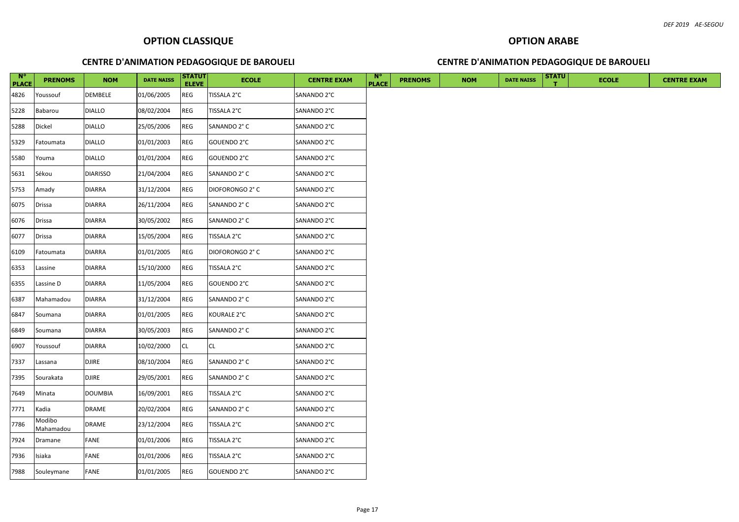## OPTION CLASSIQUE

### CENTRE D'ANIMATION PEDAGOGIQUE DE BAROUELI

## OPTION ARABE

### CENTRE D'ANIMATION PEDAGOGIQUE DE BAROUELI

| N° PLACE | PRENOMS | NOM | DATE NAISS | STATUT ELEVE | ECOLE | CENTRE EXAM | N° PLACE | PRENOMS | NOM | DATE NAISS | STATUT | ECOLE | CENTRE EXAM |
|---|---|---|---|---|---|---|---|---|---|---|---|---|---|
| 4826 | Youssouf | DEMBELE | 01/06/2005 | REG | TISSALA 2°C | SANANDO 2°C | | | | | | | |
| 5228 | Babarou | DIALLO | 08/02/2004 | REG | TISSALA 2°C | SANANDO 2°C | | | | | | | |
| 5288 | Dickel | DIALLO | 25/05/2006 | REG | SANANDO 2° C | SANANDO 2°C | | | | | | | |
| 5329 | Fatoumata | DIALLO | 01/01/2003 | REG | GOUENDO 2°C | SANANDO 2°C | | | | | | | |
| 5580 | Youma | DIALLO | 01/01/2004 | REG | GOUENDO 2°C | SANANDO 2°C | | | | | | | |
| 5631 | Sékou | DIARISSO | 21/04/2004 | REG | SANANDO 2° C | SANANDO 2°C | | | | | | | |
| 5753 | Amady | DIARRA | 31/12/2004 | REG | DIOFORONGO 2° C | SANANDO 2°C | | | | | | | |
| 6075 | Drissa | DIARRA | 26/11/2004 | REG | SANANDO 2° C | SANANDO 2°C | | | | | | | |
| 6076 | Drissa | DIARRA | 30/05/2002 | REG | SANANDO 2° C | SANANDO 2°C | | | | | | | |
| 6077 | Drissa | DIARRA | 15/05/2004 | REG | TISSALA 2°C | SANANDO 2°C | | | | | | | |
| 6109 | Fatoumata | DIARRA | 01/01/2005 | REG | DIOFORONGO 2° C | SANANDO 2°C | | | | | | | |
| 6353 | Lassine | DIARRA | 15/10/2000 | REG | TISSALA 2°C | SANANDO 2°C | | | | | | | |
| 6355 | Lassine D | DIARRA | 11/05/2004 | REG | GOUENDO 2°C | SANANDO 2°C | | | | | | | |
| 6387 | Mahamadou | DIARRA | 31/12/2004 | REG | SANANDO 2° C | SANANDO 2°C | | | | | | | |
| 6847 | Soumana | DIARRA | 01/01/2005 | REG | KOURALE 2°C | SANANDO 2°C | | | | | | | |
| 6849 | Soumana | DIARRA | 30/05/2003 | REG | SANANDO 2° C | SANANDO 2°C | | | | | | | |
| 6907 | Youssouf | DIARRA | 10/02/2000 | CL | CL | SANANDO 2°C | | | | | | | |
| 7337 | Lassana | DJIRE | 08/10/2004 | REG | SANANDO 2° C | SANANDO 2°C | | | | | | | |
| 7395 | Sourakata | DJIRE | 29/05/2001 | REG | SANANDO 2° C | SANANDO 2°C | | | | | | | |
| 7649 | Minata | DOUMBIA | 16/09/2001 | REG | TISSALA 2°C | SANANDO 2°C | | | | | | | |
| 7771 | Kadia | DRAME | 20/02/2004 | REG | SANANDO 2° C | SANANDO 2°C | | | | | | | |
| 7786 | Modibo Mahamadou | DRAME | 23/12/2004 | REG | TISSALA 2°C | SANANDO 2°C | | | | | | | |
| 7924 | Dramane | FANE | 01/01/2006 | REG | TISSALA 2°C | SANANDO 2°C | | | | | | | |
| 7936 | Isiaka | FANE | 01/01/2006 | REG | TISSALA 2°C | SANANDO 2°C | | | | | | | |
| 7988 | Souleymane | FANE | 01/01/2005 | REG | GOUENDO 2°C | SANANDO 2°C | | | | | | | |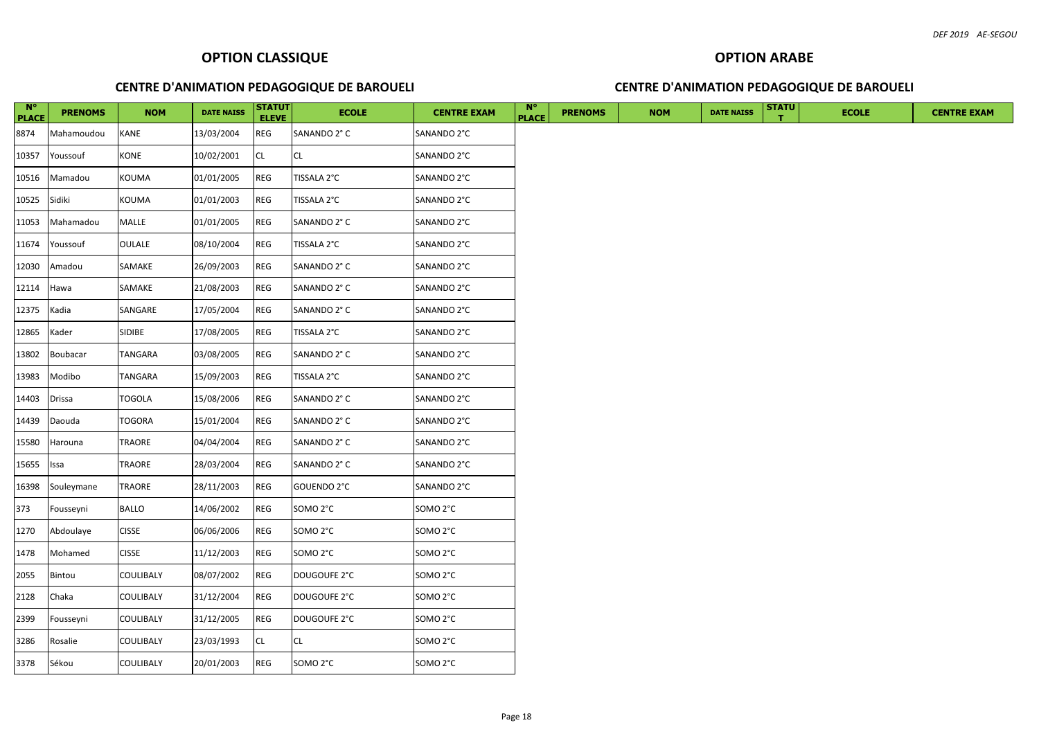## OPTION CLASSIQUE

### CENTRE D'ANIMATION PEDAGOGIQUE DE BAROUELI

| N° PLACE | PRENOMS | NOM | DATE NAISS | STATUT ELEVE | ECOLE | CENTRE EXAM |
|---|---|---|---|---|---|---|
| 8874 | Mahamoudou | KANE | 13/03/2004 | REG | SANANDO 2° C | SANANDO 2°C |
| 10357 | Youssouf | KONE | 10/02/2001 | CL | CL | SANANDO 2°C |
| 10516 | Mamadou | KOUMA | 01/01/2005 | REG | TISSALA 2°C | SANANDO 2°C |
| 10525 | Sidiki | KOUMA | 01/01/2003 | REG | TISSALA 2°C | SANANDO 2°C |
| 11053 | Mahamadou | MALLE | 01/01/2005 | REG | SANANDO 2° C | SANANDO 2°C |
| 11674 | Youssouf | OULALE | 08/10/2004 | REG | TISSALA 2°C | SANANDO 2°C |
| 12030 | Amadou | SAMAKE | 26/09/2003 | REG | SANANDO 2° C | SANANDO 2°C |
| 12114 | Hawa | SAMAKE | 21/08/2003 | REG | SANANDO 2° C | SANANDO 2°C |
| 12375 | Kadia | SANGARE | 17/05/2004 | REG | SANANDO 2° C | SANANDO 2°C |
| 12865 | Kader | SIDIBE | 17/08/2005 | REG | TISSALA 2°C | SANANDO 2°C |
| 13802 | Boubacar | TANGARA | 03/08/2005 | REG | SANANDO 2° C | SANANDO 2°C |
| 13983 | Modibo | TANGARA | 15/09/2003 | REG | TISSALA 2°C | SANANDO 2°C |
| 14403 | Drissa | TOGOLA | 15/08/2006 | REG | SANANDO 2° C | SANANDO 2°C |
| 14439 | Daouda | TOGORA | 15/01/2004 | REG | SANANDO 2° C | SANANDO 2°C |
| 15580 | Harouna | TRAORE | 04/04/2004 | REG | SANANDO 2° C | SANANDO 2°C |
| 15655 | Issa | TRAORE | 28/03/2004 | REG | SANANDO 2° C | SANANDO 2°C |
| 16398 | Souleymane | TRAORE | 28/11/2003 | REG | GOUENDO 2°C | SANANDO 2°C |
| 373 | Fousseyni | BALLO | 14/06/2002 | REG | SOMO 2°C | SOMO 2°C |
| 1270 | Abdoulaye | CISSE | 06/06/2006 | REG | SOMO 2°C | SOMO 2°C |
| 1478 | Mohamed | CISSE | 11/12/2003 | REG | SOMO 2°C | SOMO 2°C |
| 2055 | Bintou | COULIBALY | 08/07/2002 | REG | DOUGOUFE 2°C | SOMO 2°C |
| 2128 | Chaka | COULIBALY | 31/12/2004 | REG | DOUGOUFE 2°C | SOMO 2°C |
| 2399 | Fousseyni | COULIBALY | 31/12/2005 | REG | DOUGOUFE 2°C | SOMO 2°C |
| 3286 | Rosalie | COULIBALY | 23/03/1993 | CL | CL | SOMO 2°C |
| 3378 | Sékou | COULIBALY | 20/01/2003 | REG | SOMO 2°C | SOMO 2°C |

## OPTION ARABE

### CENTRE D'ANIMATION PEDAGOGIQUE DE BAROUELI

| N° PLACE | PRENOMS | NOM | DATE NAISS | STATUT | ECOLE | CENTRE EXAM |
|---|---|---|---|---|---|---|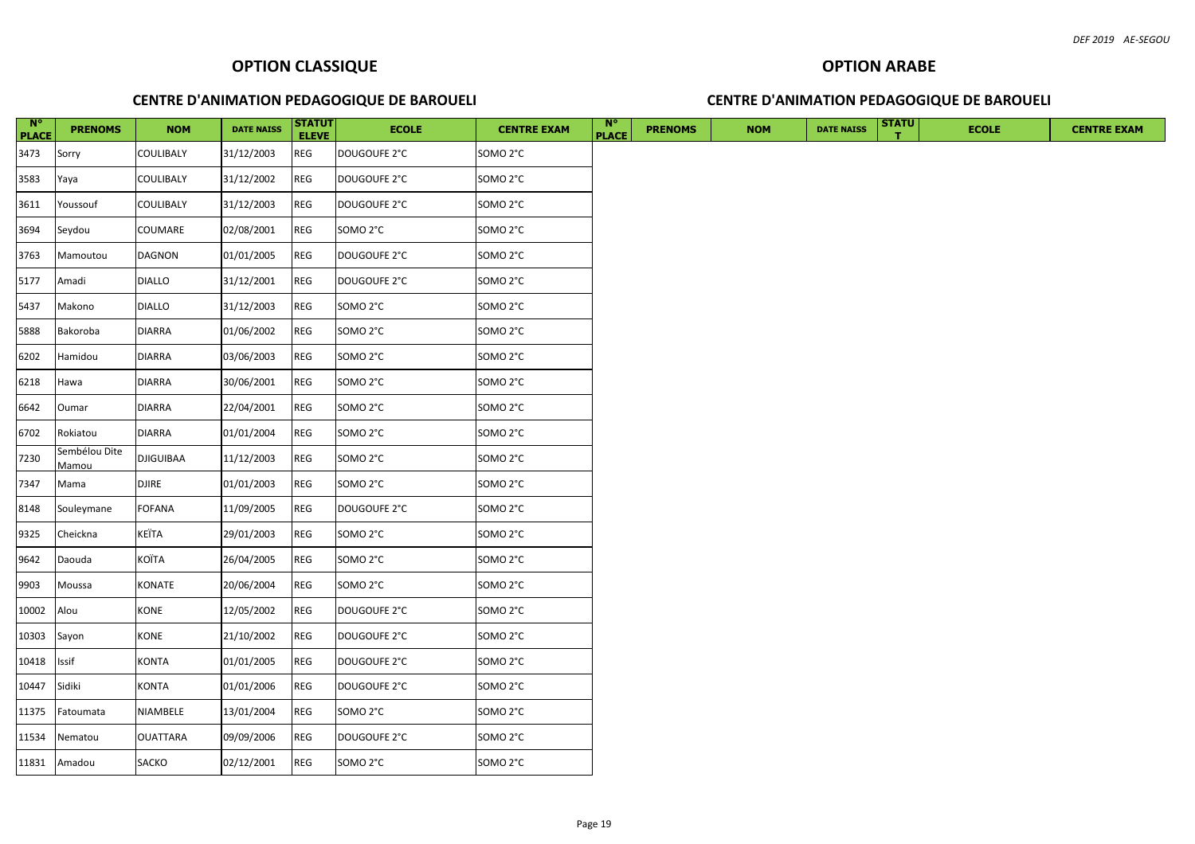## OPTION CLASSIQUE

### CENTRE D'ANIMATION PEDAGOGIQUE DE BAROUELI

| N° PLACE | PRENOMS | NOM | DATE NAISS | STATUT ELEVE | ECOLE | CENTRE EXAM |
|---|---|---|---|---|---|---|
| 3473 | Sorry | COULIBALY | 31/12/2003 | REG | DOUGOUFE 2°C | SOMO 2°C |
| 3583 | Yaya | COULIBALY | 31/12/2002 | REG | DOUGOUFE 2°C | SOMO 2°C |
| 3611 | Youssouf | COULIBALY | 31/12/2003 | REG | DOUGOUFE 2°C | SOMO 2°C |
| 3694 | Seydou | COUMARE | 02/08/2001 | REG | SOMO 2°C | SOMO 2°C |
| 3763 | Mamoutou | DAGNON | 01/01/2005 | REG | DOUGOUFE 2°C | SOMO 2°C |
| 5177 | Amadi | DIALLO | 31/12/2001 | REG | DOUGOUFE 2°C | SOMO 2°C |
| 5437 | Makono | DIALLO | 31/12/2003 | REG | SOMO 2°C | SOMO 2°C |
| 5888 | Bakoroba | DIARRA | 01/06/2002 | REG | SOMO 2°C | SOMO 2°C |
| 6202 | Hamidou | DIARRA | 03/06/2003 | REG | SOMO 2°C | SOMO 2°C |
| 6218 | Hawa | DIARRA | 30/06/2001 | REG | SOMO 2°C | SOMO 2°C |
| 6642 | Oumar | DIARRA | 22/04/2001 | REG | SOMO 2°C | SOMO 2°C |
| 6702 | Rokiatou | DIARRA | 01/01/2004 | REG | SOMO 2°C | SOMO 2°C |
| 7230 | Sembélou Dite Mamou | DJIGUIBAA | 11/12/2003 | REG | SOMO 2°C | SOMO 2°C |
| 7347 | Mama | DJIRE | 01/01/2003 | REG | SOMO 2°C | SOMO 2°C |
| 8148 | Souleymane | FOFANA | 11/09/2005 | REG | DOUGOUFE 2°C | SOMO 2°C |
| 9325 | Cheickna | KEÏTA | 29/01/2003 | REG | SOMO 2°C | SOMO 2°C |
| 9642 | Daouda | KOÏTA | 26/04/2005 | REG | SOMO 2°C | SOMO 2°C |
| 9903 | Moussa | KONATE | 20/06/2004 | REG | SOMO 2°C | SOMO 2°C |
| 10002 | Alou | KONE | 12/05/2002 | REG | DOUGOUFE 2°C | SOMO 2°C |
| 10303 | Sayon | KONE | 21/10/2002 | REG | DOUGOUFE 2°C | SOMO 2°C |
| 10418 | Issif | KONTA | 01/01/2005 | REG | DOUGOUFE 2°C | SOMO 2°C |
| 10447 | Sidiki | KONTA | 01/01/2006 | REG | DOUGOUFE 2°C | SOMO 2°C |
| 11375 | Fatoumata | NIAMBELE | 13/01/2004 | REG | SOMO 2°C | SOMO 2°C |
| 11534 | Nematou | OUATTARA | 09/09/2006 | REG | DOUGOUFE 2°C | SOMO 2°C |
| 11831 | Amadou | SACKO | 02/12/2001 | REG | SOMO 2°C | SOMO 2°C |

## OPTION ARABE

### CENTRE D'ANIMATION PEDAGOGIQUE DE BAROUELI

| N° PLACE | PRENOMS | NOM | DATE NAISS | STATUT | ECOLE | CENTRE EXAM |
|---|---|---|---|---|---|---|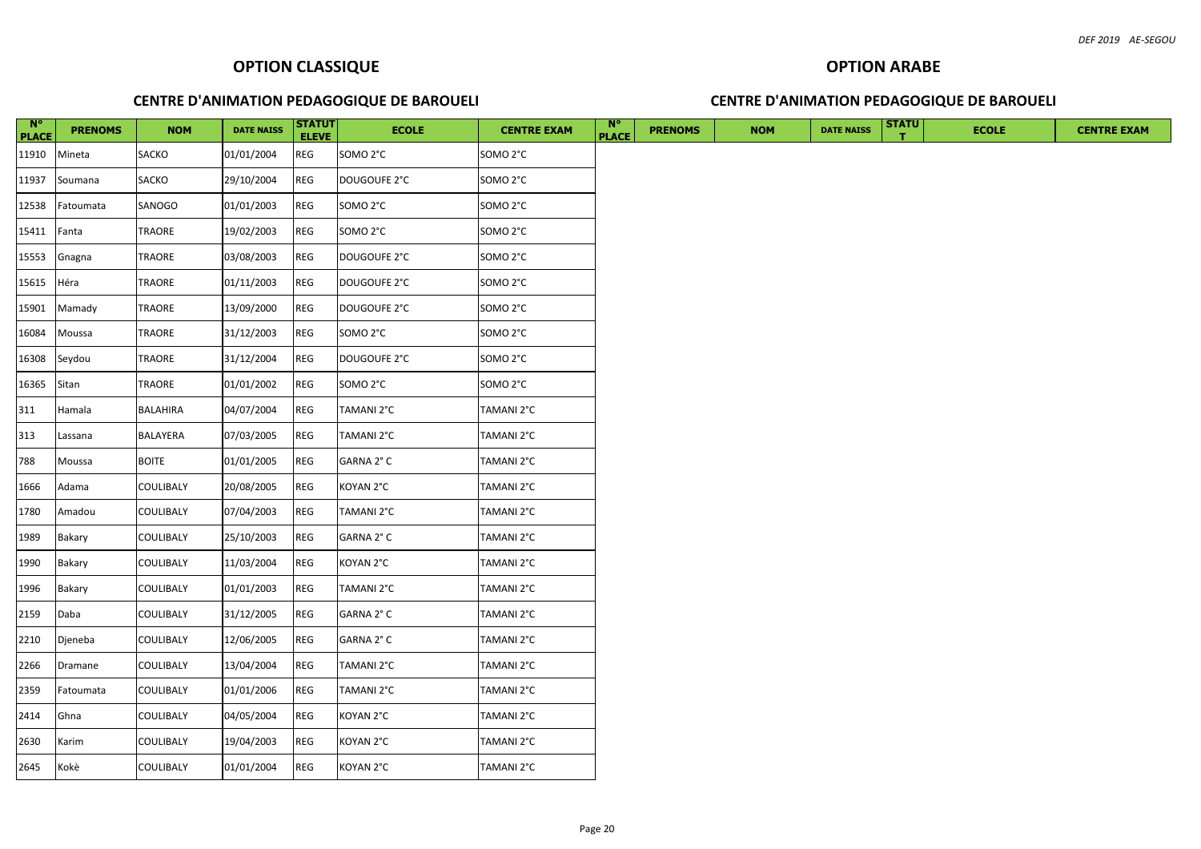## OPTION CLASSIQUE

### CENTRE D'ANIMATION PEDAGOGIQUE DE BAROUELI

| N° PLACE | PRENOMS | NOM | DATE NAISS | STATUT ELEVE | ECOLE | CENTRE EXAM |
|---|---|---|---|---|---|---|
| 11910 | Mineta | SACKO | 01/01/2004 | REG | SOMO 2°C | SOMO 2°C |
| 11937 | Soumana | SACKO | 29/10/2004 | REG | DOUGOUFE 2°C | SOMO 2°C |
| 12538 | Fatoumata | SANOGO | 01/01/2003 | REG | SOMO 2°C | SOMO 2°C |
| 15411 | Fanta | TRAORE | 19/02/2003 | REG | SOMO 2°C | SOMO 2°C |
| 15553 | Gnagna | TRAORE | 03/08/2003 | REG | DOUGOUFE 2°C | SOMO 2°C |
| 15615 | Héra | TRAORE | 01/11/2003 | REG | DOUGOUFE 2°C | SOMO 2°C |
| 15901 | Mamady | TRAORE | 13/09/2000 | REG | DOUGOUFE 2°C | SOMO 2°C |
| 16084 | Moussa | TRAORE | 31/12/2003 | REG | SOMO 2°C | SOMO 2°C |
| 16308 | Seydou | TRAORE | 31/12/2004 | REG | DOUGOUFE 2°C | SOMO 2°C |
| 16365 | Sitan | TRAORE | 01/01/2002 | REG | SOMO 2°C | SOMO 2°C |
| 311 | Hamala | BALAHIRA | 04/07/2004 | REG | TAMANI 2°C | TAMANI 2°C |
| 313 | Lassana | BALAYERA | 07/03/2005 | REG | TAMANI 2°C | TAMANI 2°C |
| 788 | Moussa | BOITE | 01/01/2005 | REG | GARNA 2° C | TAMANI 2°C |
| 1666 | Adama | COULIBALY | 20/08/2005 | REG | KOYAN 2°C | TAMANI 2°C |
| 1780 | Amadou | COULIBALY | 07/04/2003 | REG | TAMANI 2°C | TAMANI 2°C |
| 1989 | Bakary | COULIBALY | 25/10/2003 | REG | GARNA 2° C | TAMANI 2°C |
| 1990 | Bakary | COULIBALY | 11/03/2004 | REG | KOYAN 2°C | TAMANI 2°C |
| 1996 | Bakary | COULIBALY | 01/01/2003 | REG | TAMANI 2°C | TAMANI 2°C |
| 2159 | Daba | COULIBALY | 31/12/2005 | REG | GARNA 2° C | TAMANI 2°C |
| 2210 | Djeneba | COULIBALY | 12/06/2005 | REG | GARNA 2° C | TAMANI 2°C |
| 2266 | Dramane | COULIBALY | 13/04/2004 | REG | TAMANI 2°C | TAMANI 2°C |
| 2359 | Fatoumata | COULIBALY | 01/01/2006 | REG | TAMANI 2°C | TAMANI 2°C |
| 2414 | Ghna | COULIBALY | 04/05/2004 | REG | KOYAN 2°C | TAMANI 2°C |
| 2630 | Karim | COULIBALY | 19/04/2003 | REG | KOYAN 2°C | TAMANI 2°C |
| 2645 | Kokè | COULIBALY | 01/01/2004 | REG | KOYAN 2°C | TAMANI 2°C |

## OPTION ARABE

### CENTRE D'ANIMATION PEDAGOGIQUE DE BAROUELI

| N° PLACE | PRENOMS | NOM | DATE NAISS | STATUT | ECOLE | CENTRE EXAM |
|---|---|---|---|---|---|---|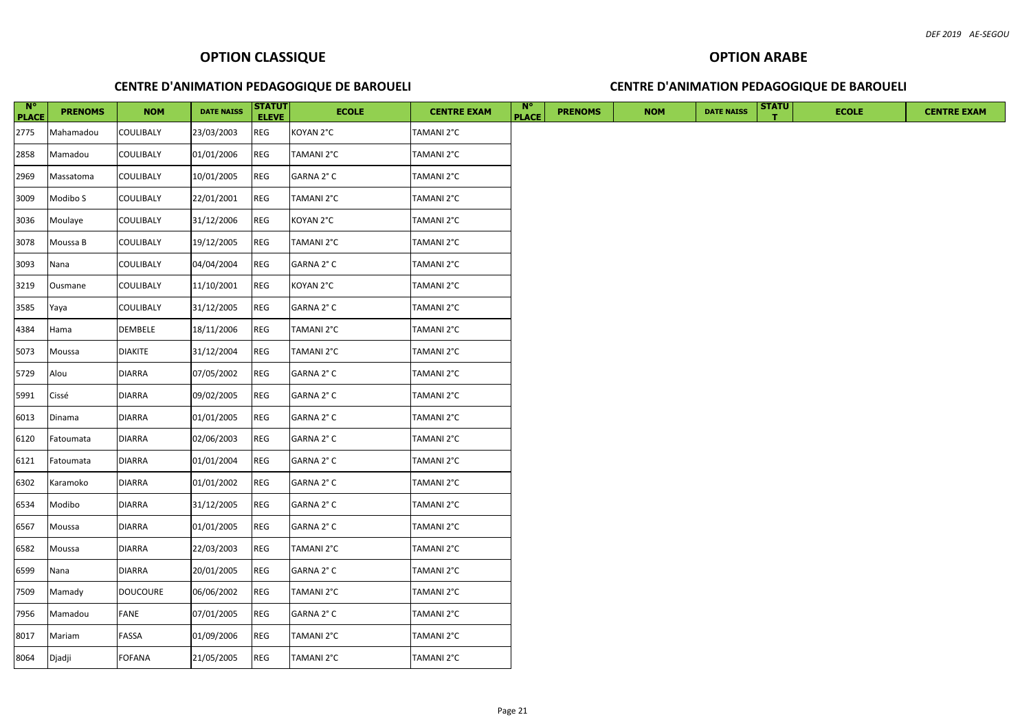## OPTION CLASSIQUE

### CENTRE D'ANIMATION PEDAGOGIQUE DE BAROUELI

| N° PLACE | PRENOMS | NOM | DATE NAISS | STATUT ELEVE | ECOLE | CENTRE EXAM |
|---|---|---|---|---|---|---|
| 2775 | Mahamadou | COULIBALY | 23/03/2003 | REG | KOYAN 2°C | TAMANI 2°C |
| 2858 | Mamadou | COULIBALY | 01/01/2006 | REG | TAMANI 2°C | TAMANI 2°C |
| 2969 | Massatoma | COULIBALY | 10/01/2005 | REG | GARNA 2° C | TAMANI 2°C |
| 3009 | Modibo S | COULIBALY | 22/01/2001 | REG | TAMANI 2°C | TAMANI 2°C |
| 3036 | Moulaye | COULIBALY | 31/12/2006 | REG | KOYAN 2°C | TAMANI 2°C |
| 3078 | Moussa B | COULIBALY | 19/12/2005 | REG | TAMANI 2°C | TAMANI 2°C |
| 3093 | Nana | COULIBALY | 04/04/2004 | REG | GARNA 2° C | TAMANI 2°C |
| 3219 | Ousmane | COULIBALY | 11/10/2001 | REG | KOYAN 2°C | TAMANI 2°C |
| 3585 | Yaya | COULIBALY | 31/12/2005 | REG | GARNA 2° C | TAMANI 2°C |
| 4384 | Hama | DEMBELE | 18/11/2006 | REG | TAMANI 2°C | TAMANI 2°C |
| 5073 | Moussa | DIAKITE | 31/12/2004 | REG | TAMANI 2°C | TAMANI 2°C |
| 5729 | Alou | DIARRA | 07/05/2002 | REG | GARNA 2° C | TAMANI 2°C |
| 5991 | Cissé | DIARRA | 09/02/2005 | REG | GARNA 2° C | TAMANI 2°C |
| 6013 | Dinama | DIARRA | 01/01/2005 | REG | GARNA 2° C | TAMANI 2°C |
| 6120 | Fatoumata | DIARRA | 02/06/2003 | REG | GARNA 2° C | TAMANI 2°C |
| 6121 | Fatoumata | DIARRA | 01/01/2004 | REG | GARNA 2° C | TAMANI 2°C |
| 6302 | Karamoko | DIARRA | 01/01/2002 | REG | GARNA 2° C | TAMANI 2°C |
| 6534 | Modibo | DIARRA | 31/12/2005 | REG | GARNA 2° C | TAMANI 2°C |
| 6567 | Moussa | DIARRA | 01/01/2005 | REG | GARNA 2° C | TAMANI 2°C |
| 6582 | Moussa | DIARRA | 22/03/2003 | REG | TAMANI 2°C | TAMANI 2°C |
| 6599 | Nana | DIARRA | 20/01/2005 | REG | GARNA 2° C | TAMANI 2°C |
| 7509 | Mamady | DOUCOURE | 06/06/2002 | REG | TAMANI 2°C | TAMANI 2°C |
| 7956 | Mamadou | FANE | 07/01/2005 | REG | GARNA 2° C | TAMANI 2°C |
| 8017 | Mariam | FASSA | 01/09/2006 | REG | TAMANI 2°C | TAMANI 2°C |
| 8064 | Djadji | FOFANA | 21/05/2005 | REG | TAMANI 2°C | TAMANI 2°C |

## OPTION ARABE

### CENTRE D'ANIMATION PEDAGOGIQUE DE BAROUELI

| N° PLACE | PRENOMS | NOM | DATE NAISS | STATUT | ECOLE | CENTRE EXAM |
|---|---|---|---|---|---|---|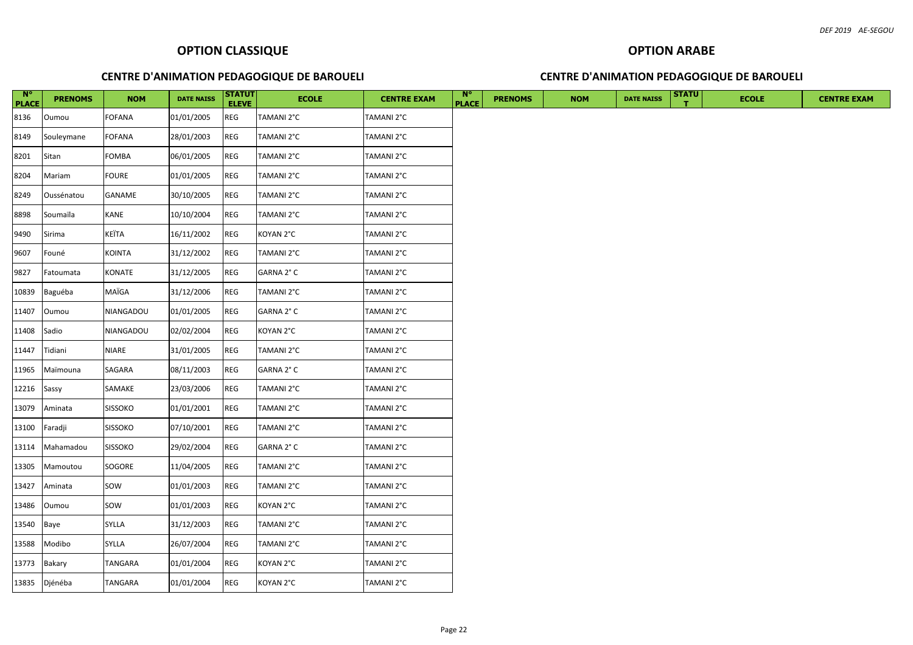## OPTION CLASSIQUE

### CENTRE D'ANIMATION PEDAGOGIQUE DE BAROUELI

| N° PLACE | PRENOMS | NOM | DATE NAISS | STATUT ELEVE | ECOLE | CENTRE EXAM |
|---|---|---|---|---|---|---|
| 8136 | Oumou | FOFANA | 01/01/2005 | REG | TAMANI 2°C | TAMANI 2°C |
| 8149 | Souleymane | FOFANA | 28/01/2003 | REG | TAMANI 2°C | TAMANI 2°C |
| 8201 | Sitan | FOMBA | 06/01/2005 | REG | TAMANI 2°C | TAMANI 2°C |
| 8204 | Mariam | FOURE | 01/01/2005 | REG | TAMANI 2°C | TAMANI 2°C |
| 8249 | Oussénatou | GANAME | 30/10/2005 | REG | TAMANI 2°C | TAMANI 2°C |
| 8898 | Soumaïla | KANE | 10/10/2004 | REG | TAMANI 2°C | TAMANI 2°C |
| 9490 | Sirima | KEÏTA | 16/11/2002 | REG | KOYAN 2°C | TAMANI 2°C |
| 9607 | Founé | KOINTA | 31/12/2002 | REG | TAMANI 2°C | TAMANI 2°C |
| 9827 | Fatoumata | KONATE | 31/12/2005 | REG | GARNA 2° C | TAMANI 2°C |
| 10839 | Baguéba | MAÏGA | 31/12/2006 | REG | TAMANI 2°C | TAMANI 2°C |
| 11407 | Oumou | NIANGADOU | 01/01/2005 | REG | GARNA 2° C | TAMANI 2°C |
| 11408 | Sadio | NIANGADOU | 02/02/2004 | REG | KOYAN 2°C | TAMANI 2°C |
| 11447 | Tidiani | NIARE | 31/01/2005 | REG | TAMANI 2°C | TAMANI 2°C |
| 11965 | Maïmouna | SAGARA | 08/11/2003 | REG | GARNA 2° C | TAMANI 2°C |
| 12216 | Sassy | SAMAKE | 23/03/2006 | REG | TAMANI 2°C | TAMANI 2°C |
| 13079 | Aminata | SISSOKO | 01/01/2001 | REG | TAMANI 2°C | TAMANI 2°C |
| 13100 | Faradji | SISSOKO | 07/10/2001 | REG | TAMANI 2°C | TAMANI 2°C |
| 13114 | Mahamadou | SISSOKO | 29/02/2004 | REG | GARNA 2° C | TAMANI 2°C |
| 13305 | Mamoutou | SOGORE | 11/04/2005 | REG | TAMANI 2°C | TAMANI 2°C |
| 13427 | Aminata | SOW | 01/01/2003 | REG | TAMANI 2°C | TAMANI 2°C |
| 13486 | Oumou | SOW | 01/01/2003 | REG | KOYAN 2°C | TAMANI 2°C |
| 13540 | Baye | SYLLA | 31/12/2003 | REG | TAMANI 2°C | TAMANI 2°C |
| 13588 | Modibo | SYLLA | 26/07/2004 | REG | TAMANI 2°C | TAMANI 2°C |
| 13773 | Bakary | TANGARA | 01/01/2004 | REG | KOYAN 2°C | TAMANI 2°C |
| 13835 | Djénéba | TANGARA | 01/01/2004 | REG | KOYAN 2°C | TAMANI 2°C |

## OPTION ARABE

### CENTRE D'ANIMATION PEDAGOGIQUE DE BAROUELI

| N° PLACE | PRENOMS | NOM | DATE NAISS | STATUT | ECOLE | CENTRE EXAM |
|---|---|---|---|---|---|---|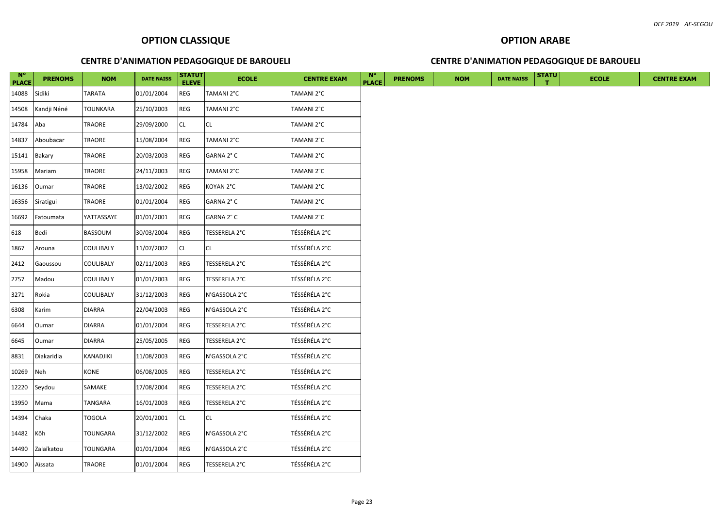## OPTION CLASSIQUE

### CENTRE D'ANIMATION PEDAGOGIQUE DE BAROUELI

| N° PLACE | PRENOMS | NOM | DATE NAISS | STATUT ELEVE | ECOLE | CENTRE EXAM |
|---|---|---|---|---|---|---|
| 14088 | Sidiki | TARATA | 01/01/2004 | REG | TAMANI 2°C | TAMANI 2°C |
| 14508 | Kandji Néné | TOUNKARA | 25/10/2003 | REG | TAMANI 2°C | TAMANI 2°C |
| 14784 | Aba | TRAORE | 29/09/2000 | CL | CL | TAMANI 2°C |
| 14837 | Aboubacar | TRAORE | 15/08/2004 | REG | TAMANI 2°C | TAMANI 2°C |
| 15141 | Bakary | TRAORE | 20/03/2003 | REG | GARNA 2° C | TAMANI 2°C |
| 15958 | Mariam | TRAORE | 24/11/2003 | REG | TAMANI 2°C | TAMANI 2°C |
| 16136 | Oumar | TRAORE | 13/02/2002 | REG | KOYAN 2°C | TAMANI 2°C |
| 16356 | Siratigui | TRAORE | 01/01/2004 | REG | GARNA 2° C | TAMANI 2°C |
| 16692 | Fatoumata | YATTASSAYE | 01/01/2001 | REG | GARNA 2° C | TAMANI 2°C |
| 618 | Bedi | BASSOUM | 30/03/2004 | REG | TESSERELA 2°C | TÉSSÉRÉLA 2°C |
| 1867 | Arouna | COULIBALY | 11/07/2002 | CL | CL | TÉSSÉRÉLA 2°C |
| 2412 | Gaoussou | COULIBALY | 02/11/2003 | REG | TESSERELA 2°C | TÉSSÉRÉLA 2°C |
| 2757 | Madou | COULIBALY | 01/01/2003 | REG | TESSERELA 2°C | TÉSSÉRÉLA 2°C |
| 3271 | Rokia | COULIBALY | 31/12/2003 | REG | N'GASSOLA 2°C | TÉSSÉRÉLA 2°C |
| 6308 | Karim | DIARRA | 22/04/2003 | REG | N'GASSOLA 2°C | TÉSSÉRÉLA 2°C |
| 6644 | Oumar | DIARRA | 01/01/2004 | REG | TESSERELA 2°C | TÉSSÉRÉLA 2°C |
| 6645 | Oumar | DIARRA | 25/05/2005 | REG | TESSERELA 2°C | TÉSSÉRÉLA 2°C |
| 8831 | Diakaridia | KANADJIKI | 11/08/2003 | REG | N'GASSOLA 2°C | TÉSSÉRÉLA 2°C |
| 10269 | Neh | KONE | 06/08/2005 | REG | TESSERELA 2°C | TÉSSÉRÉLA 2°C |
| 12220 | Seydou | SAMAKE | 17/08/2004 | REG | TESSERELA 2°C | TÉSSÉRÉLA 2°C |
| 13950 | Mama | TANGARA | 16/01/2003 | REG | TESSERELA 2°C | TÉSSÉRÉLA 2°C |
| 14394 | Chaka | TOGOLA | 20/01/2001 | CL | CL | TÉSSÉRÉLA 2°C |
| 14482 | Kôh | TOUNGARA | 31/12/2002 | REG | N'GASSOLA 2°C | TÉSSÉRÉLA 2°C |
| 14490 | Zalaïkatou | TOUNGARA | 01/01/2004 | REG | N'GASSOLA 2°C | TÉSSÉRÉLA 2°C |
| 14900 | Aïssata | TRAORE | 01/01/2004 | REG | TESSERELA 2°C | TÉSSÉRÉLA 2°C |

## OPTION ARABE

### CENTRE D'ANIMATION PEDAGOGIQUE DE BAROUELI

| N° PLACE | PRENOMS | NOM | DATE NAISS | STATUT | ECOLE | CENTRE EXAM |
|---|---|---|---|---|---|---|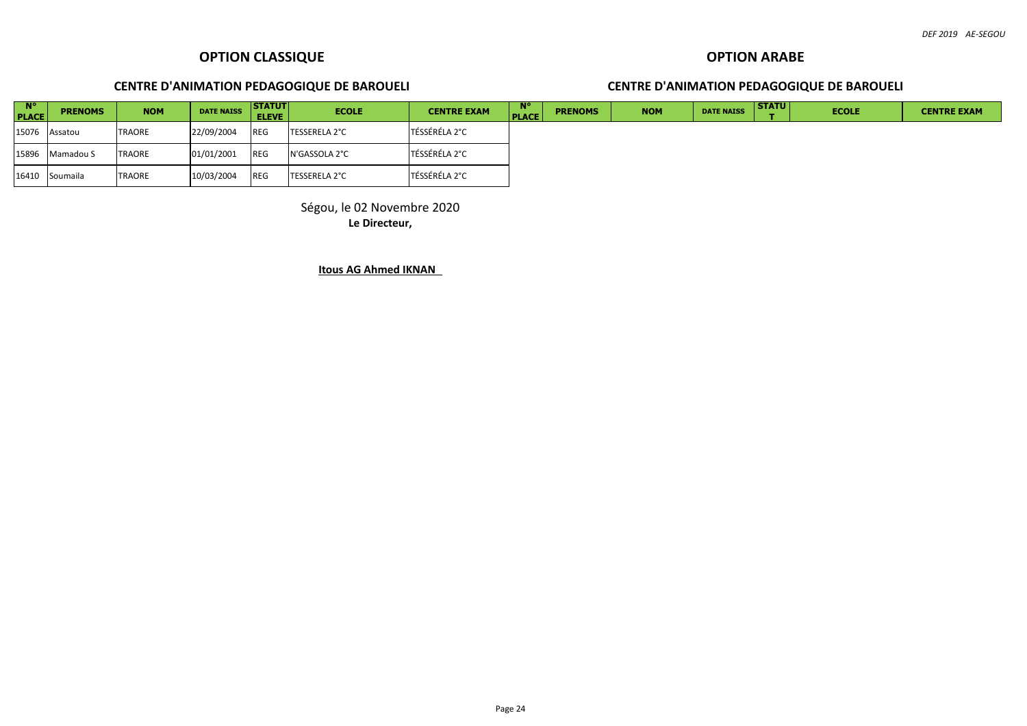## OPTION CLASSIQUE

### CENTRE D'ANIMATION PEDAGOGIQUE DE BAROUELI

| N° PLACE | PRENOMS | NOM | DATE NAISS | STATUT ELEVE | ECOLE | CENTRE EXAM |
|---|---|---|---|---|---|---|
| 15076 | Assatou | TRAORE | 22/09/2004 | REG | TESSERELA 2°C | TÉSSÉRÉLA 2°C |
| 15896 | Mamadou S | TRAORE | 01/01/2001 | REG | N'GASSOLA 2°C | TÉSSÉRÉLA 2°C |
| 16410 | Soumaila | TRAORE | 10/03/2004 | REG | TESSERELA 2°C | TÉSSÉRÉLA 2°C |

## OPTION ARABE

### CENTRE D'ANIMATION PEDAGOGIQUE DE BAROUELI

| N° PLACE | PRENOMS | NOM | DATE NAISS | STATUT | ECOLE | CENTRE EXAM |
|---|---|---|---|---|---|---|

Ségou, le 02 Novembre 2020

**Le Directeur,**

**Itous AG Ahmed IKNAN**